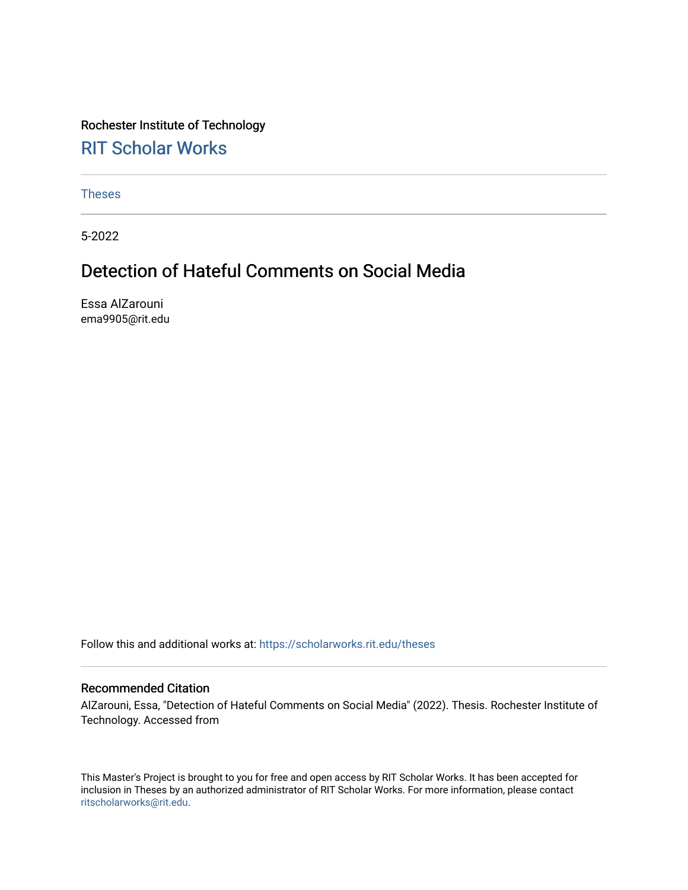Rochester Institute of Technology

RIT Scholar Works

Theses

5-2022

# Detection of Hateful Comments on Social Media

Essa AlZarouni
ema9905@rit.edu

Follow this and additional works at: https://scholarworks.rit.edu/theses

### Recommended Citation

AlZarouni, Essa, "Detection of Hateful Comments on Social Media" (2022). Thesis. Rochester Institute of Technology. Accessed from

This Master's Project is brought to you for free and open access by RIT Scholar Works. It has been accepted for inclusion in Theses by an authorized administrator of RIT Scholar Works. For more information, please contact ritscholarworks@rit.edu.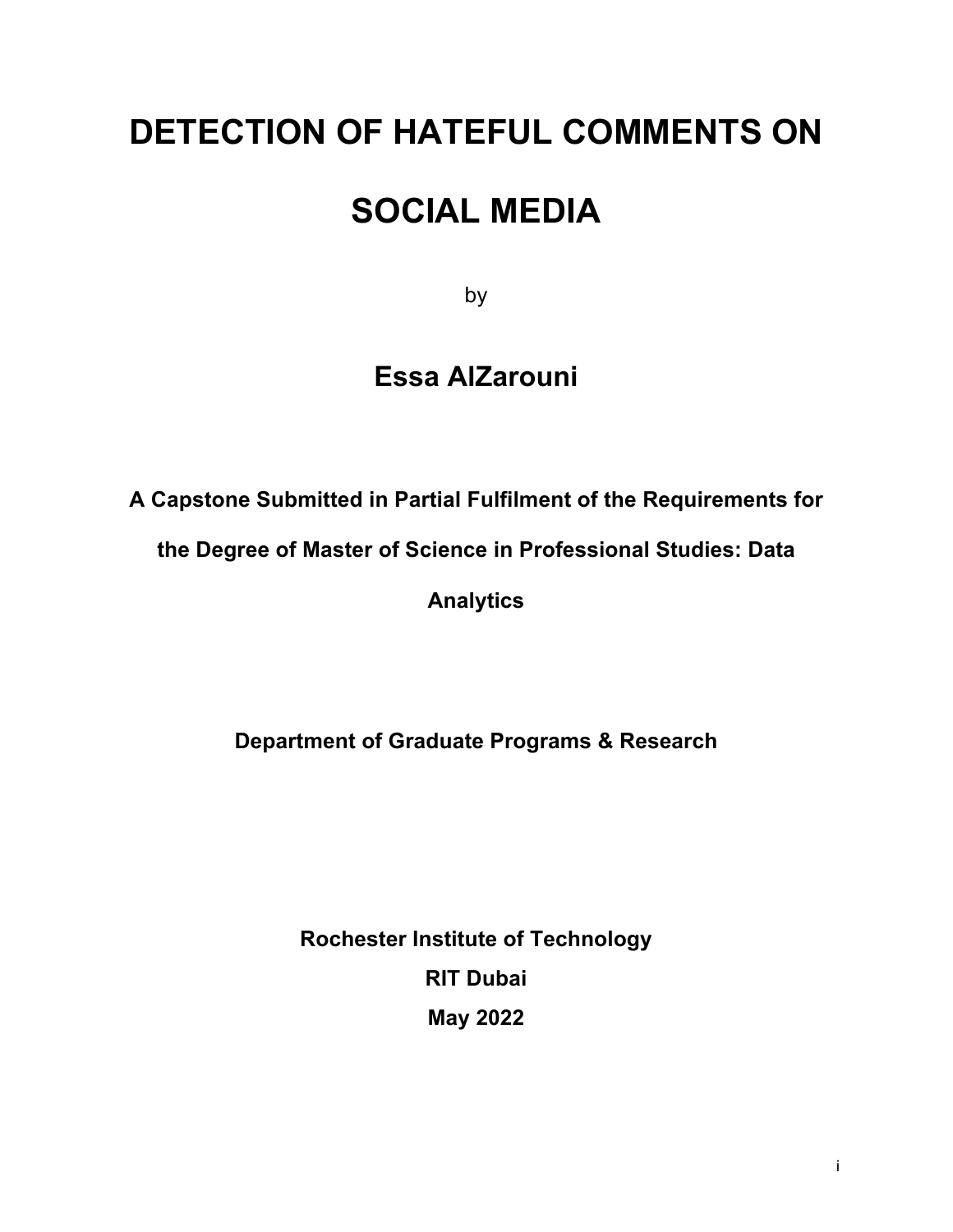# DETECTION OF HATEFUL COMMENTS ON SOCIAL MEDIA

by

**Essa AlZarouni**

**A Capstone Submitted in Partial Fulfilment of the Requirements for the Degree of Master of Science in Professional Studies: Data Analytics**

**Department of Graduate Programs & Research**

**Rochester Institute of Technology**

**RIT Dubai**

**May 2022**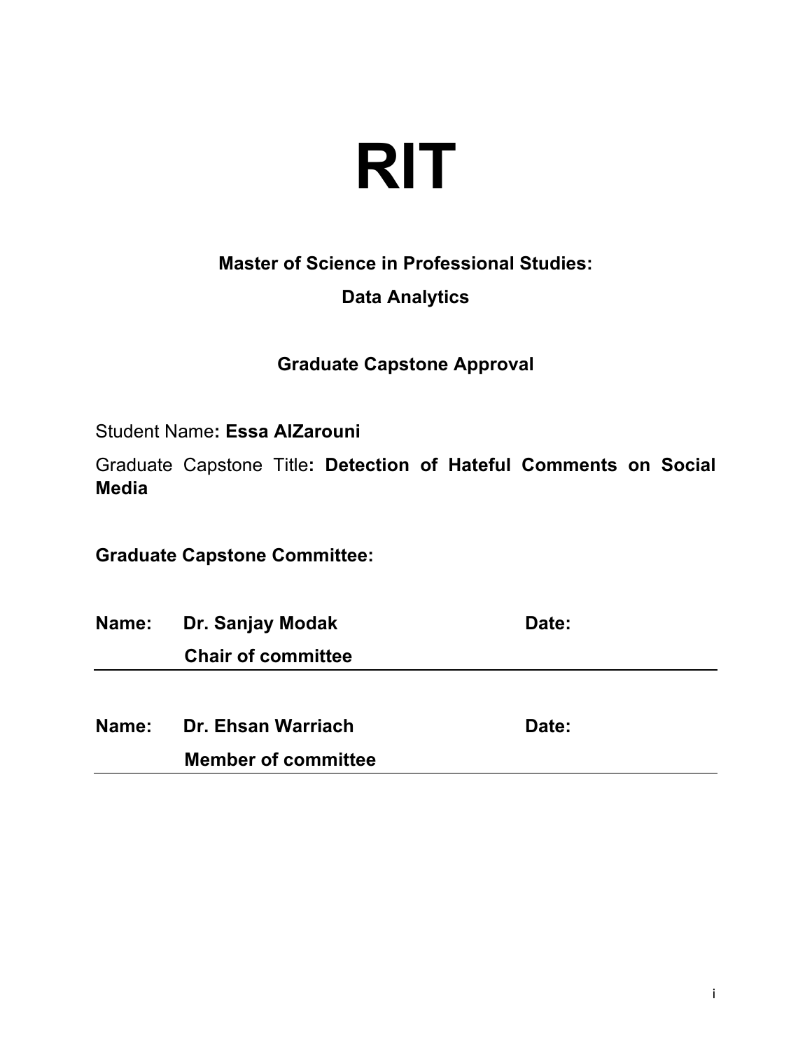# RIT

**Master of Science in Professional Studies:**

**Data Analytics**

**Graduate Capstone Approval**

Student Name**: Essa AlZarouni**

Graduate Capstone Title**: Detection of Hateful Comments on Social Media**

**Graduate Capstone Committee:**

**Name:** **Dr. Sanjay Modak** **Date:**

**Chair of committee**

---

**Name:** **Dr. Ehsan Warriach** **Date:**

**Member of committee**

---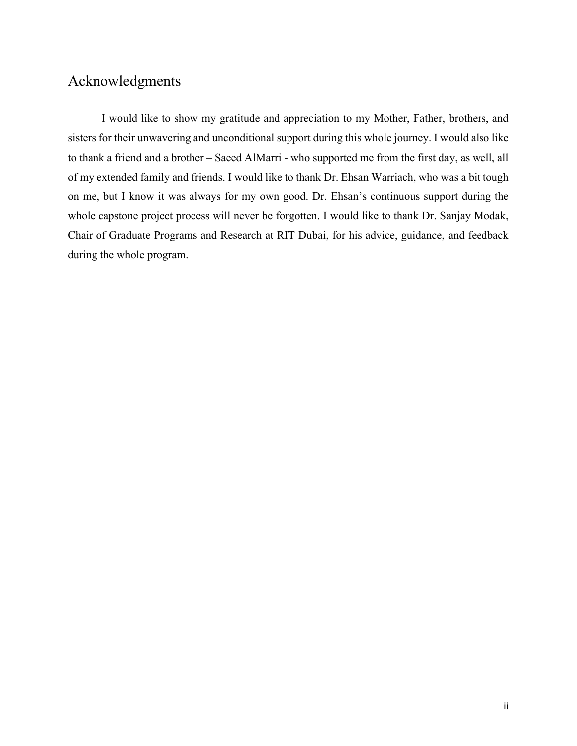# Acknowledgments

I would like to show my gratitude and appreciation to my Mother, Father, brothers, and sisters for their unwavering and unconditional support during this whole journey. I would also like to thank a friend and a brother – Saeed AlMarri - who supported me from the first day, as well, all of my extended family and friends. I would like to thank Dr. Ehsan Warriach, who was a bit tough on me, but I know it was always for my own good. Dr. Ehsan's continuous support during the whole capstone project process will never be forgotten. I would like to thank Dr. Sanjay Modak, Chair of Graduate Programs and Research at RIT Dubai, for his advice, guidance, and feedback during the whole program.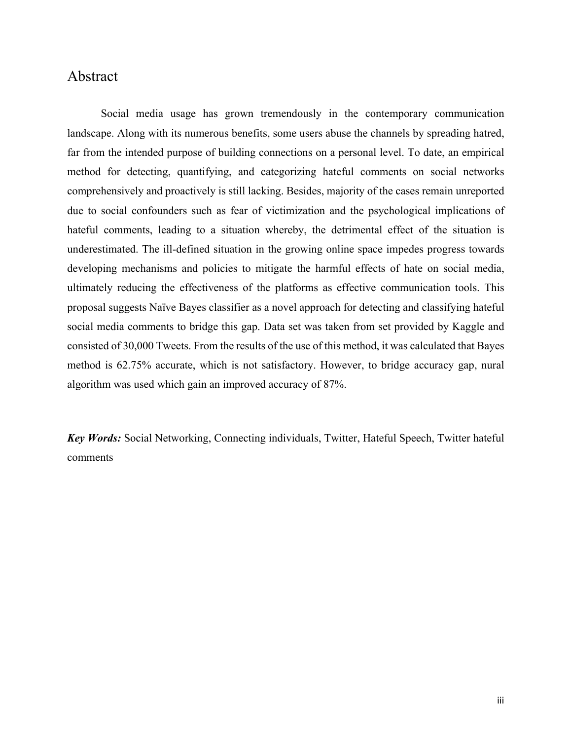# Abstract

Social media usage has grown tremendously in the contemporary communication landscape. Along with its numerous benefits, some users abuse the channels by spreading hatred, far from the intended purpose of building connections on a personal level. To date, an empirical method for detecting, quantifying, and categorizing hateful comments on social networks comprehensively and proactively is still lacking. Besides, majority of the cases remain unreported due to social confounders such as fear of victimization and the psychological implications of hateful comments, leading to a situation whereby, the detrimental effect of the situation is underestimated. The ill-defined situation in the growing online space impedes progress towards developing mechanisms and policies to mitigate the harmful effects of hate on social media, ultimately reducing the effectiveness of the platforms as effective communication tools. This proposal suggests Naïve Bayes classifier as a novel approach for detecting and classifying hateful social media comments to bridge this gap. Data set was taken from set provided by Kaggle and consisted of 30,000 Tweets. From the results of the use of this method, it was calculated that Bayes method is 62.75% accurate, which is not satisfactory. However, to bridge accuracy gap, nural algorithm was used which gain an improved accuracy of 87%.

***Key Words:*** Social Networking, Connecting individuals, Twitter, Hateful Speech, Twitter hateful comments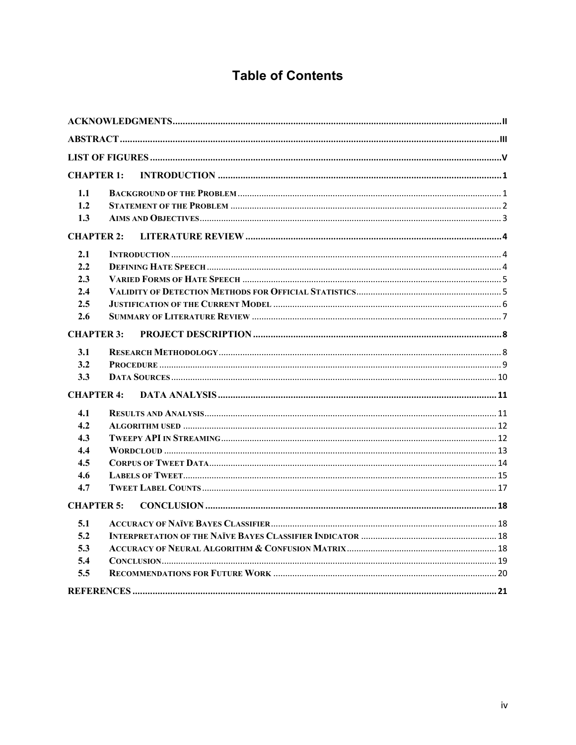# Table of Contents

| | | |
|---|---|---|
| **ACKNOWLEDGMENTS** | | **II** |
| **ABSTRACT** | | **III** |
| **LIST OF FIGURES** | | **V** |
| **CHAPTER 1:** | **INTRODUCTION** | **1** |
| 1.1 | BACKGROUND OF THE PROBLEM | 1 |
| 1.2 | STATEMENT OF THE PROBLEM | 2 |
| 1.3 | AIMS AND OBJECTIVES | 3 |
| **CHAPTER 2:** | **LITERATURE REVIEW** | **4** |
| 2.1 | INTRODUCTION | 4 |
| 2.2 | DEFINING HATE SPEECH | 4 |
| 2.3 | VARIED FORMS OF HATE SPEECH | 5 |
| 2.4 | VALIDITY OF DETECTION METHODS FOR OFFICIAL STATISTICS | 5 |
| 2.5 | JUSTIFICATION OF THE CURRENT MODEL | 6 |
| 2.6 | SUMMARY OF LITERATURE REVIEW | 7 |
| **CHAPTER 3:** | **PROJECT DESCRIPTION** | **8** |
| 3.1 | RESEARCH METHODOLOGY | 8 |
| 3.2 | PROCEDURE | 9 |
| 3.3 | DATA SOURCES | 10 |
| **CHAPTER 4:** | **DATA ANALYSIS** | **11** |
| 4.1 | RESULTS AND ANALYSIS | 11 |
| 4.2 | ALGORITHM USED | 12 |
| 4.3 | TWEEPY API IN STREAMING | 12 |
| 4.4 | WORDCLOUD | 13 |
| 4.5 | CORPUS OF TWEET DATA | 14 |
| 4.6 | LABELS OF TWEET | 15 |
| 4.7 | TWEET LABEL COUNTS | 17 |
| **CHAPTER 5:** | **CONCLUSION** | **18** |
| 5.1 | ACCURACY OF NAÏVE BAYES CLASSIFIER | 18 |
| 5.2 | INTERPRETATION OF THE NAÏVE BAYES CLASSIFIER INDICATOR | 18 |
| 5.3 | ACCURACY OF NEURAL ALGORITHM & CONFUSION MATRIX | 18 |
| 5.4 | CONCLUSION | 19 |
| 5.5 | RECOMMENDATIONS FOR FUTURE WORK | 20 |
| **REFERENCES** | | **21** |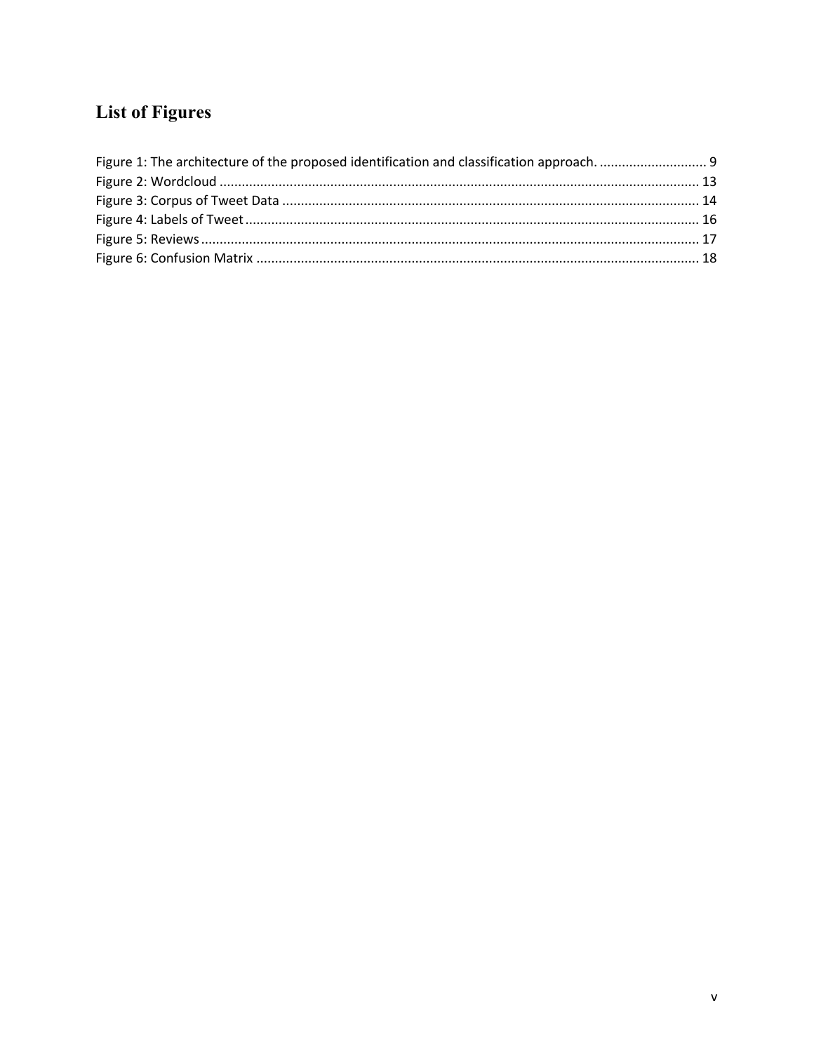## List of Figures

Figure 1: The architecture of the proposed identification and classification approach. ............................. 9
Figure 2: Wordcloud ................................................................................................................. 13
Figure 3: Corpus of Tweet Data ................................................................................................ 14
Figure 4: Labels of Tweet .......................................................................................................... 16
Figure 5: Reviews ..................................................................................................................... 17
Figure 6: Confusion Matrix ....................................................................................................... 18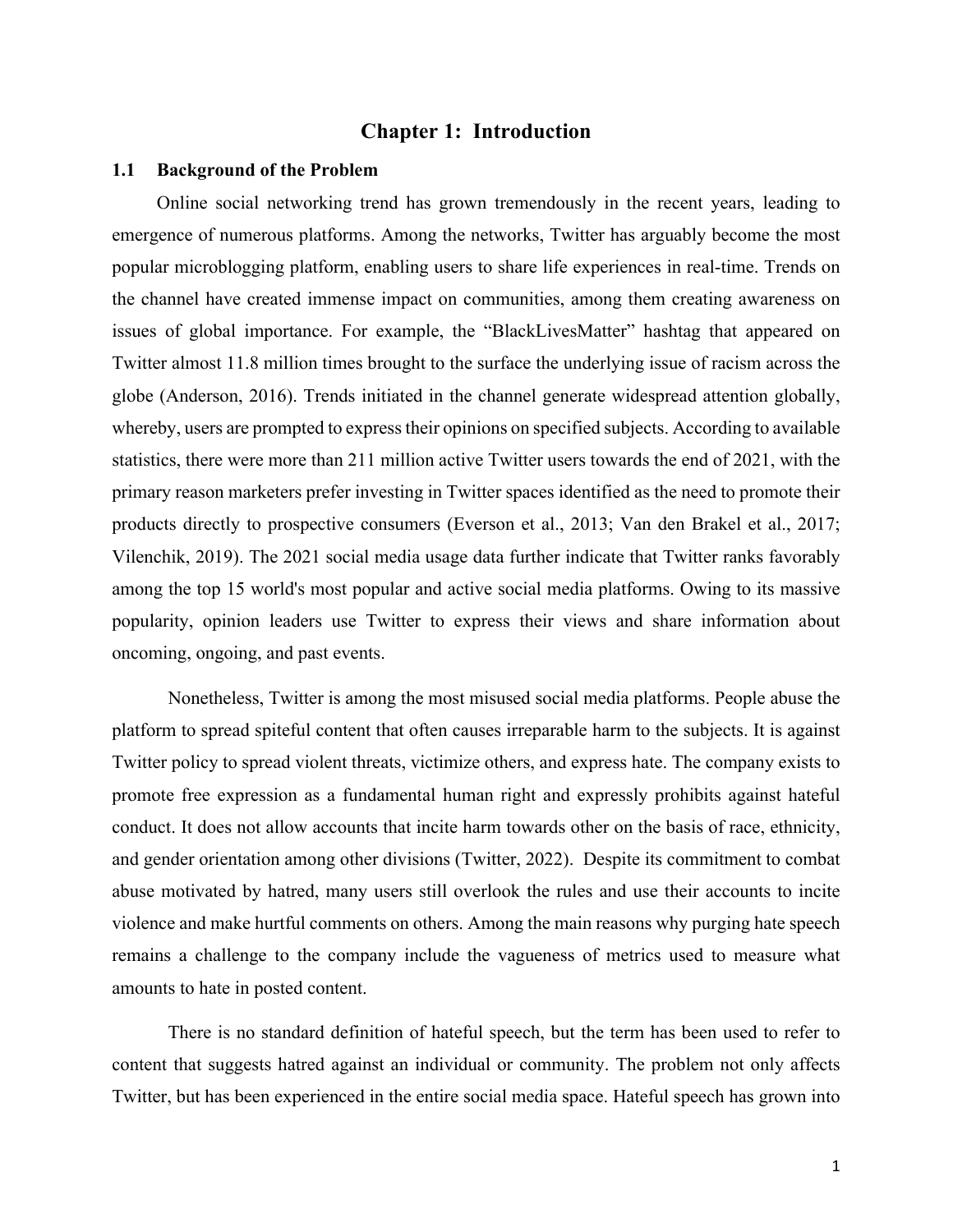# Chapter 1: Introduction

## 1.1 Background of the Problem

Online social networking trend has grown tremendously in the recent years, leading to emergence of numerous platforms. Among the networks, Twitter has arguably become the most popular microblogging platform, enabling users to share life experiences in real-time. Trends on the channel have created immense impact on communities, among them creating awareness on issues of global importance. For example, the "BlackLivesMatter" hashtag that appeared on Twitter almost 11.8 million times brought to the surface the underlying issue of racism across the globe (Anderson, 2016). Trends initiated in the channel generate widespread attention globally, whereby, users are prompted to express their opinions on specified subjects. According to available statistics, there were more than 211 million active Twitter users towards the end of 2021, with the primary reason marketers prefer investing in Twitter spaces identified as the need to promote their products directly to prospective consumers (Everson et al., 2013; Van den Brakel et al., 2017; Vilenchik, 2019). The 2021 social media usage data further indicate that Twitter ranks favorably among the top 15 world's most popular and active social media platforms. Owing to its massive popularity, opinion leaders use Twitter to express their views and share information about oncoming, ongoing, and past events.

Nonetheless, Twitter is among the most misused social media platforms. People abuse the platform to spread spiteful content that often causes irreparable harm to the subjects. It is against Twitter policy to spread violent threats, victimize others, and express hate. The company exists to promote free expression as a fundamental human right and expressly prohibits against hateful conduct. It does not allow accounts that incite harm towards other on the basis of race, ethnicity, and gender orientation among other divisions (Twitter, 2022). Despite its commitment to combat abuse motivated by hatred, many users still overlook the rules and use their accounts to incite violence and make hurtful comments on others. Among the main reasons why purging hate speech remains a challenge to the company include the vagueness of metrics used to measure what amounts to hate in posted content.

There is no standard definition of hateful speech, but the term has been used to refer to content that suggests hatred against an individual or community. The problem not only affects Twitter, but has been experienced in the entire social media space. Hateful speech has grown into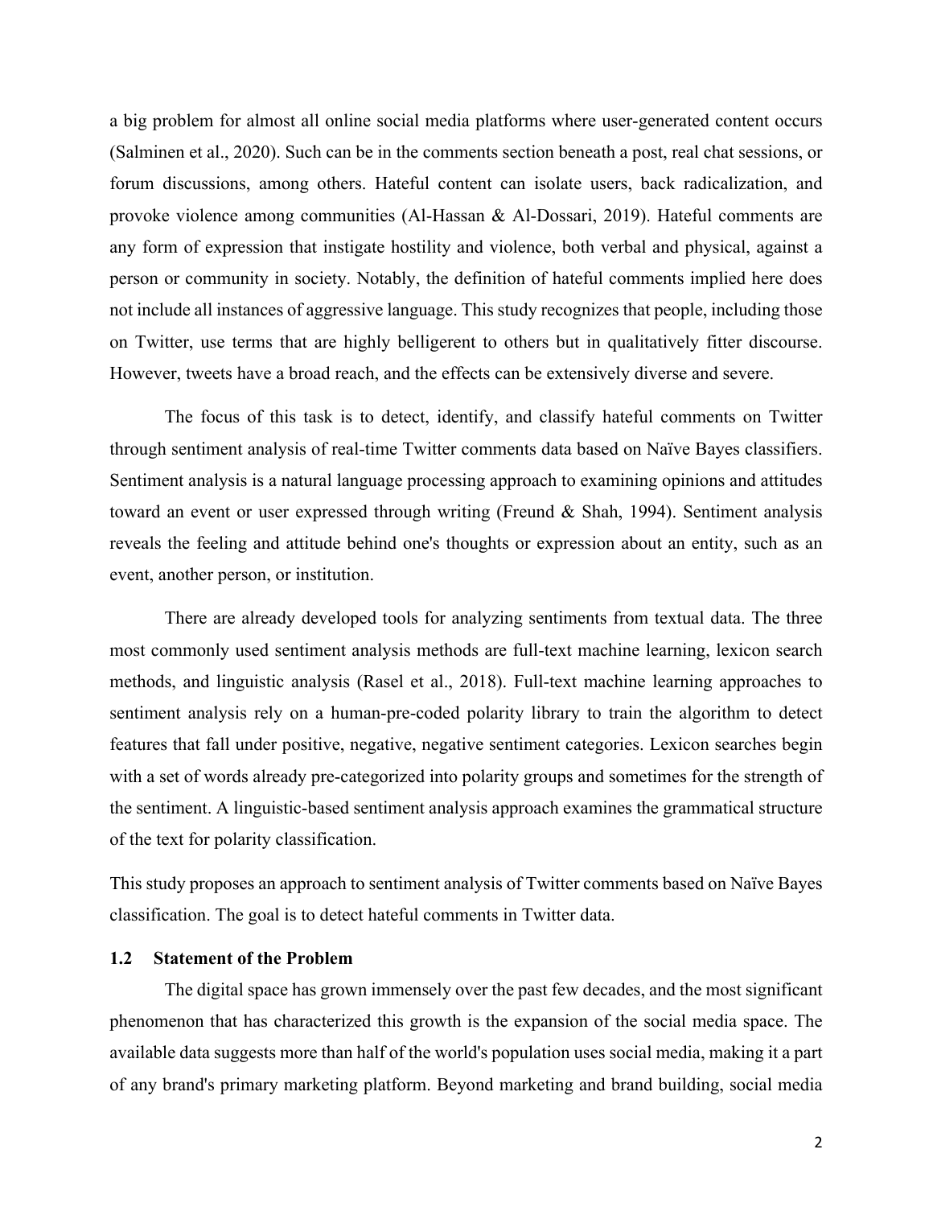a big problem for almost all online social media platforms where user-generated content occurs (Salminen et al., 2020). Such can be in the comments section beneath a post, real chat sessions, or forum discussions, among others. Hateful content can isolate users, back radicalization, and provoke violence among communities (Al-Hassan & Al-Dossari, 2019). Hateful comments are any form of expression that instigate hostility and violence, both verbal and physical, against a person or community in society. Notably, the definition of hateful comments implied here does not include all instances of aggressive language. This study recognizes that people, including those on Twitter, use terms that are highly belligerent to others but in qualitatively fitter discourse. However, tweets have a broad reach, and the effects can be extensively diverse and severe.

The focus of this task is to detect, identify, and classify hateful comments on Twitter through sentiment analysis of real-time Twitter comments data based on Naïve Bayes classifiers. Sentiment analysis is a natural language processing approach to examining opinions and attitudes toward an event or user expressed through writing (Freund & Shah, 1994). Sentiment analysis reveals the feeling and attitude behind one's thoughts or expression about an entity, such as an event, another person, or institution.

There are already developed tools for analyzing sentiments from textual data. The three most commonly used sentiment analysis methods are full-text machine learning, lexicon search methods, and linguistic analysis (Rasel et al., 2018). Full-text machine learning approaches to sentiment analysis rely on a human-pre-coded polarity library to train the algorithm to detect features that fall under positive, negative, negative sentiment categories. Lexicon searches begin with a set of words already pre-categorized into polarity groups and sometimes for the strength of the sentiment. A linguistic-based sentiment analysis approach examines the grammatical structure of the text for polarity classification.

This study proposes an approach to sentiment analysis of Twitter comments based on Naïve Bayes classification. The goal is to detect hateful comments in Twitter data.

### 1.2 Statement of the Problem

The digital space has grown immensely over the past few decades, and the most significant phenomenon that has characterized this growth is the expansion of the social media space. The available data suggests more than half of the world's population uses social media, making it a part of any brand's primary marketing platform. Beyond marketing and brand building, social media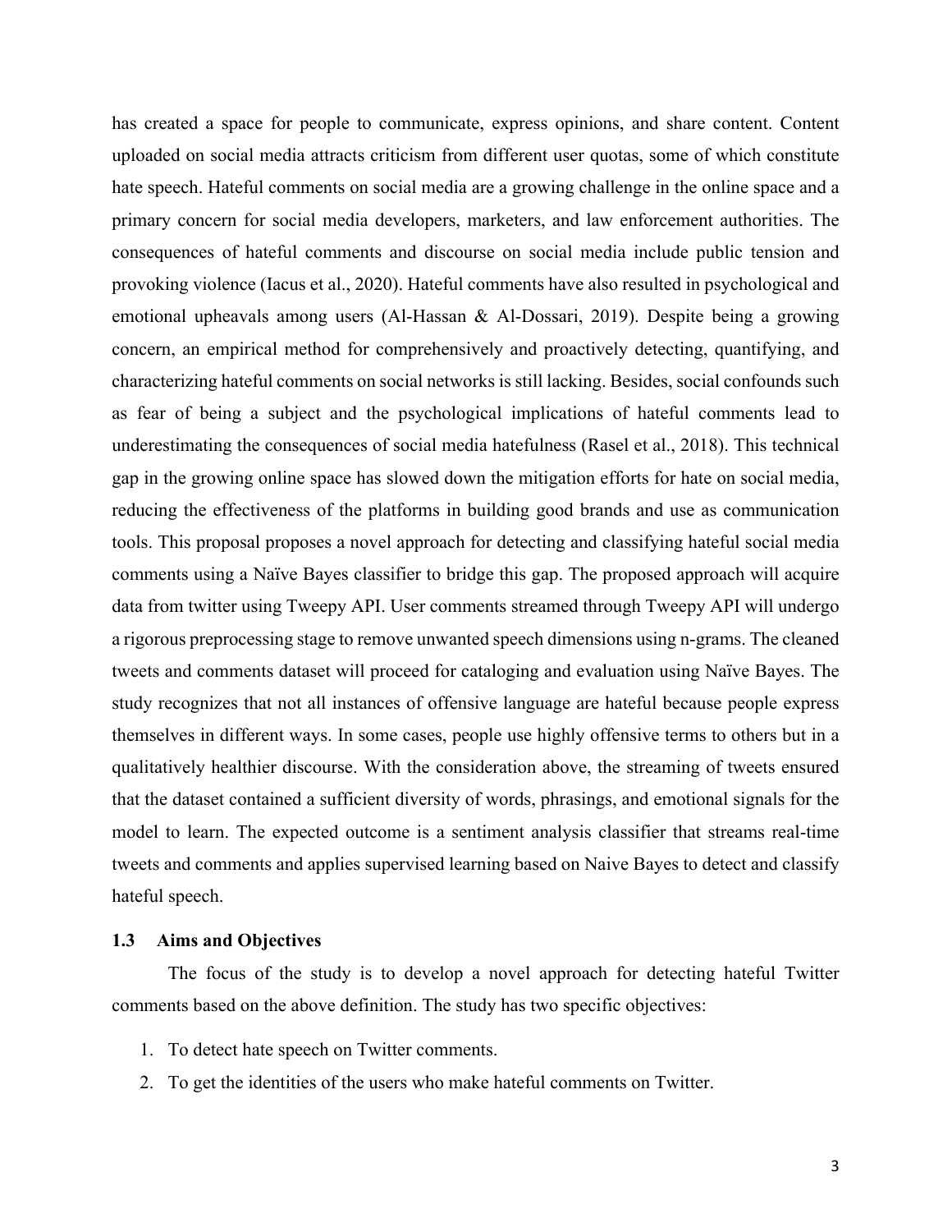has created a space for people to communicate, express opinions, and share content. Content uploaded on social media attracts criticism from different user quotas, some of which constitute hate speech. Hateful comments on social media are a growing challenge in the online space and a primary concern for social media developers, marketers, and law enforcement authorities. The consequences of hateful comments and discourse on social media include public tension and provoking violence (Iacus et al., 2020). Hateful comments have also resulted in psychological and emotional upheavals among users (Al-Hassan & Al-Dossari, 2019). Despite being a growing concern, an empirical method for comprehensively and proactively detecting, quantifying, and characterizing hateful comments on social networks is still lacking. Besides, social confounds such as fear of being a subject and the psychological implications of hateful comments lead to underestimating the consequences of social media hatefulness (Rasel et al., 2018). This technical gap in the growing online space has slowed down the mitigation efforts for hate on social media, reducing the effectiveness of the platforms in building good brands and use as communication tools. This proposal proposes a novel approach for detecting and classifying hateful social media comments using a Naïve Bayes classifier to bridge this gap. The proposed approach will acquire data from twitter using Tweepy API. User comments streamed through Tweepy API will undergo a rigorous preprocessing stage to remove unwanted speech dimensions using n-grams. The cleaned tweets and comments dataset will proceed for cataloging and evaluation using Naïve Bayes. The study recognizes that not all instances of offensive language are hateful because people express themselves in different ways. In some cases, people use highly offensive terms to others but in a qualitatively healthier discourse. With the consideration above, the streaming of tweets ensured that the dataset contained a sufficient diversity of words, phrasings, and emotional signals for the model to learn. The expected outcome is a sentiment analysis classifier that streams real-time tweets and comments and applies supervised learning based on Naive Bayes to detect and classify hateful speech.

### 1.3 Aims and Objectives

The focus of the study is to develop a novel approach for detecting hateful Twitter comments based on the above definition. The study has two specific objectives:

1. To detect hate speech on Twitter comments.
2. To get the identities of the users who make hateful comments on Twitter.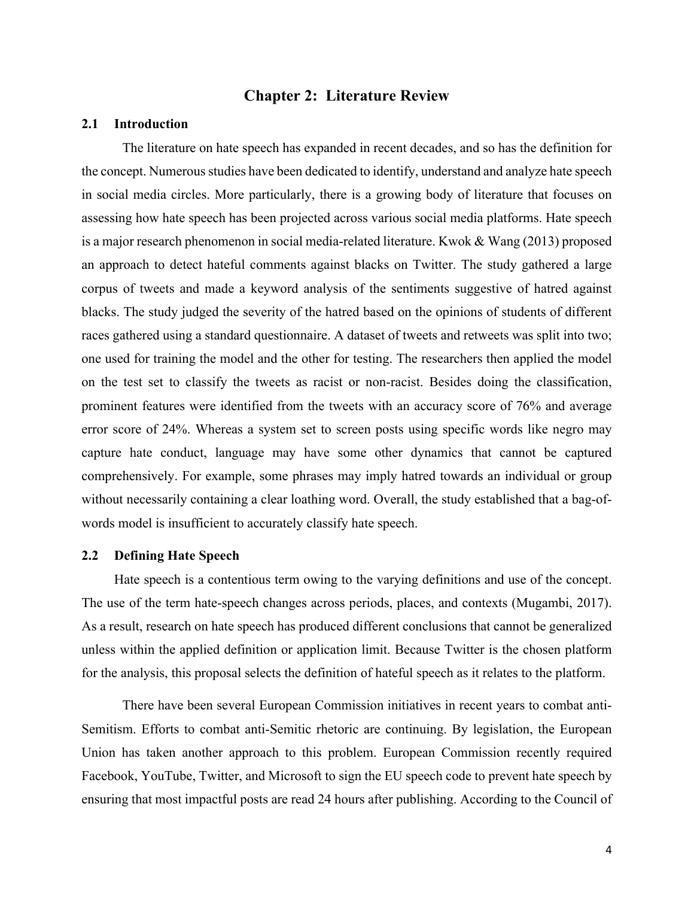# Chapter 2: Literature Review

## 2.1 Introduction

The literature on hate speech has expanded in recent decades, and so has the definition for the concept. Numerous studies have been dedicated to identify, understand and analyze hate speech in social media circles. More particularly, there is a growing body of literature that focuses on assessing how hate speech has been projected across various social media platforms. Hate speech is a major research phenomenon in social media-related literature. Kwok & Wang (2013) proposed an approach to detect hateful comments against blacks on Twitter. The study gathered a large corpus of tweets and made a keyword analysis of the sentiments suggestive of hatred against blacks. The study judged the severity of the hatred based on the opinions of students of different races gathered using a standard questionnaire. A dataset of tweets and retweets was split into two; one used for training the model and the other for testing. The researchers then applied the model on the test set to classify the tweets as racist or non-racist. Besides doing the classification, prominent features were identified from the tweets with an accuracy score of 76% and average error score of 24%. Whereas a system set to screen posts using specific words like negro may capture hate conduct, language may have some other dynamics that cannot be captured comprehensively. For example, some phrases may imply hatred towards an individual or group without necessarily containing a clear loathing word. Overall, the study established that a bag-of-words model is insufficient to accurately classify hate speech.

## 2.2 Defining Hate Speech

Hate speech is a contentious term owing to the varying definitions and use of the concept. The use of the term hate-speech changes across periods, places, and contexts (Mugambi, 2017). As a result, research on hate speech has produced different conclusions that cannot be generalized unless within the applied definition or application limit. Because Twitter is the chosen platform for the analysis, this proposal selects the definition of hateful speech as it relates to the platform.

There have been several European Commission initiatives in recent years to combat anti-Semitism. Efforts to combat anti-Semitic rhetoric are continuing. By legislation, the European Union has taken another approach to this problem. European Commission recently required Facebook, YouTube, Twitter, and Microsoft to sign the EU speech code to prevent hate speech by ensuring that most impactful posts are read 24 hours after publishing. According to the Council of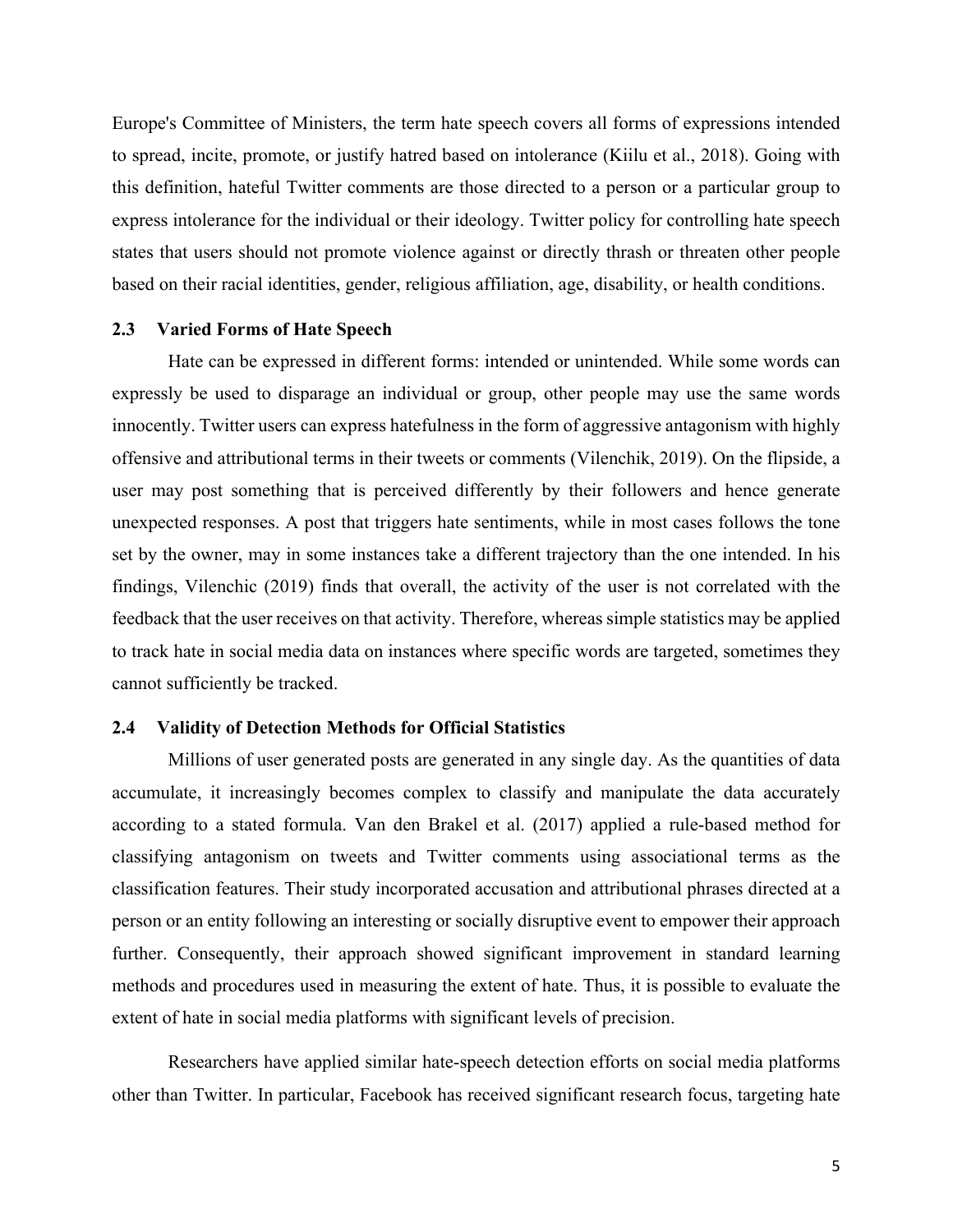Europe's Committee of Ministers, the term hate speech covers all forms of expressions intended to spread, incite, promote, or justify hatred based on intolerance (Kiilu et al., 2018). Going with this definition, hateful Twitter comments are those directed to a person or a particular group to express intolerance for the individual or their ideology. Twitter policy for controlling hate speech states that users should not promote violence against or directly thrash or threaten other people based on their racial identities, gender, religious affiliation, age, disability, or health conditions.

## 2.3 Varied Forms of Hate Speech

Hate can be expressed in different forms: intended or unintended. While some words can expressly be used to disparage an individual or group, other people may use the same words innocently. Twitter users can express hatefulness in the form of aggressive antagonism with highly offensive and attributional terms in their tweets or comments (Vilenchik, 2019). On the flipside, a user may post something that is perceived differently by their followers and hence generate unexpected responses. A post that triggers hate sentiments, while in most cases follows the tone set by the owner, may in some instances take a different trajectory than the one intended. In his findings, Vilenchic (2019) finds that overall, the activity of the user is not correlated with the feedback that the user receives on that activity. Therefore, whereas simple statistics may be applied to track hate in social media data on instances where specific words are targeted, sometimes they cannot sufficiently be tracked.

## 2.4 Validity of Detection Methods for Official Statistics

Millions of user generated posts are generated in any single day. As the quantities of data accumulate, it increasingly becomes complex to classify and manipulate the data accurately according to a stated formula. Van den Brakel et al. (2017) applied a rule-based method for classifying antagonism on tweets and Twitter comments using associational terms as the classification features. Their study incorporated accusation and attributional phrases directed at a person or an entity following an interesting or socially disruptive event to empower their approach further. Consequently, their approach showed significant improvement in standard learning methods and procedures used in measuring the extent of hate. Thus, it is possible to evaluate the extent of hate in social media platforms with significant levels of precision.

Researchers have applied similar hate-speech detection efforts on social media platforms other than Twitter. In particular, Facebook has received significant research focus, targeting hate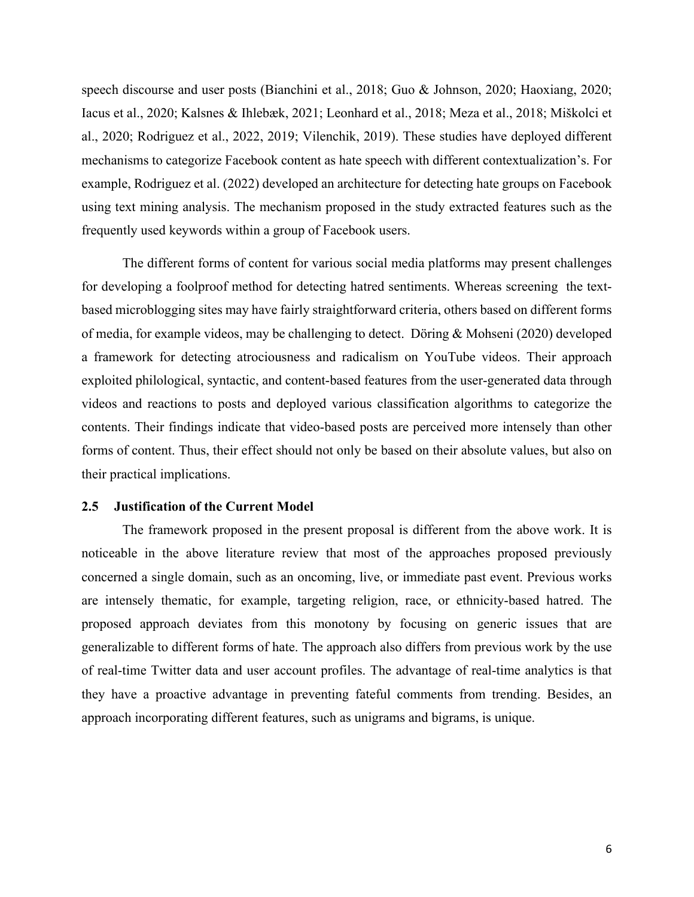speech discourse and user posts (Bianchini et al., 2018; Guo & Johnson, 2020; Haoxiang, 2020; Iacus et al., 2020; Kalsnes & Ihlebæk, 2021; Leonhard et al., 2018; Meza et al., 2018; Miškolci et al., 2020; Rodriguez et al., 2022, 2019; Vilenchik, 2019). These studies have deployed different mechanisms to categorize Facebook content as hate speech with different contextualization's. For example, Rodriguez et al. (2022) developed an architecture for detecting hate groups on Facebook using text mining analysis. The mechanism proposed in the study extracted features such as the frequently used keywords within a group of Facebook users.

The different forms of content for various social media platforms may present challenges for developing a foolproof method for detecting hatred sentiments. Whereas screening the text-based microblogging sites may have fairly straightforward criteria, others based on different forms of media, for example videos, may be challenging to detect. Döring & Mohseni (2020) developed a framework for detecting atrociousness and radicalism on YouTube videos. Their approach exploited philological, syntactic, and content-based features from the user-generated data through videos and reactions to posts and deployed various classification algorithms to categorize the contents. Their findings indicate that video-based posts are perceived more intensely than other forms of content. Thus, their effect should not only be based on their absolute values, but also on their practical implications.

### 2.5 Justification of the Current Model

The framework proposed in the present proposal is different from the above work. It is noticeable in the above literature review that most of the approaches proposed previously concerned a single domain, such as an oncoming, live, or immediate past event. Previous works are intensely thematic, for example, targeting religion, race, or ethnicity-based hatred. The proposed approach deviates from this monotony by focusing on generic issues that are generalizable to different forms of hate. The approach also differs from previous work by the use of real-time Twitter data and user account profiles. The advantage of real-time analytics is that they have a proactive advantage in preventing fateful comments from trending. Besides, an approach incorporating different features, such as unigrams and bigrams, is unique.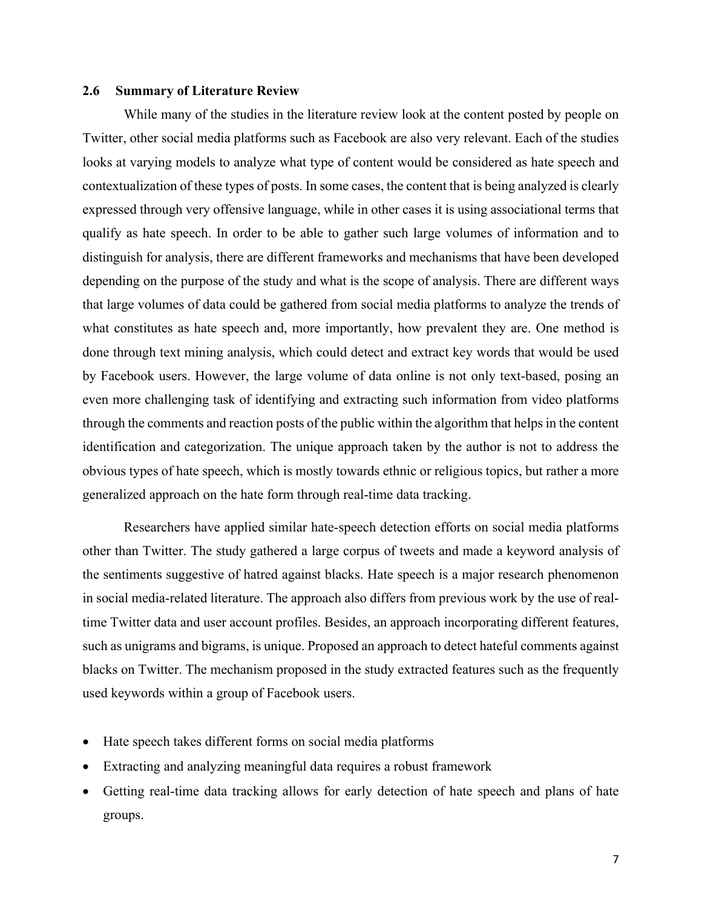### 2.6 Summary of Literature Review

While many of the studies in the literature review look at the content posted by people on Twitter, other social media platforms such as Facebook are also very relevant. Each of the studies looks at varying models to analyze what type of content would be considered as hate speech and contextualization of these types of posts. In some cases, the content that is being analyzed is clearly expressed through very offensive language, while in other cases it is using associational terms that qualify as hate speech. In order to be able to gather such large volumes of information and to distinguish for analysis, there are different frameworks and mechanisms that have been developed depending on the purpose of the study and what is the scope of analysis. There are different ways that large volumes of data could be gathered from social media platforms to analyze the trends of what constitutes as hate speech and, more importantly, how prevalent they are. One method is done through text mining analysis, which could detect and extract key words that would be used by Facebook users. However, the large volume of data online is not only text-based, posing an even more challenging task of identifying and extracting such information from video platforms through the comments and reaction posts of the public within the algorithm that helps in the content identification and categorization. The unique approach taken by the author is not to address the obvious types of hate speech, which is mostly towards ethnic or religious topics, but rather a more generalized approach on the hate form through real-time data tracking.

Researchers have applied similar hate-speech detection efforts on social media platforms other than Twitter. The study gathered a large corpus of tweets and made a keyword analysis of the sentiments suggestive of hatred against blacks. Hate speech is a major research phenomenon in social media-related literature. The approach also differs from previous work by the use of real-time Twitter data and user account profiles. Besides, an approach incorporating different features, such as unigrams and bigrams, is unique. Proposed an approach to detect hateful comments against blacks on Twitter. The mechanism proposed in the study extracted features such as the frequently used keywords within a group of Facebook users.

- Hate speech takes different forms on social media platforms
- Extracting and analyzing meaningful data requires a robust framework
- Getting real-time data tracking allows for early detection of hate speech and plans of hate groups.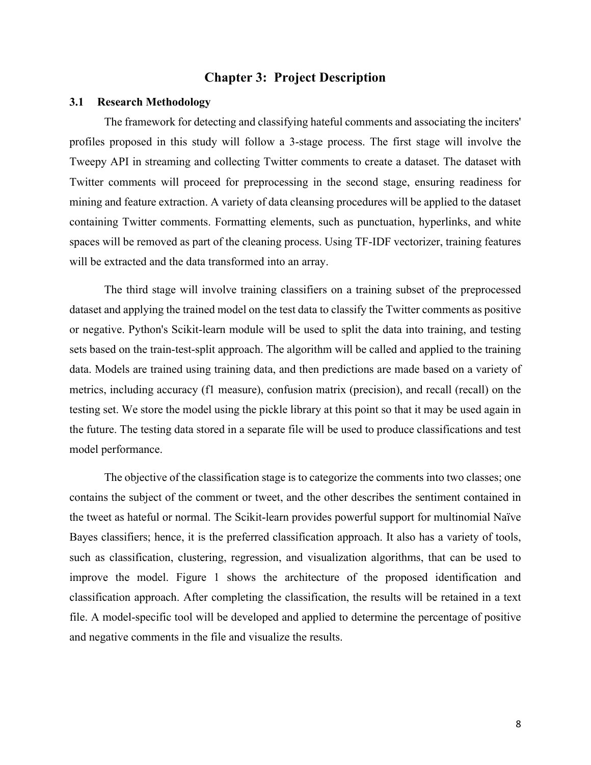# Chapter 3: Project Description

## 3.1 Research Methodology

The framework for detecting and classifying hateful comments and associating the inciters' profiles proposed in this study will follow a 3-stage process. The first stage will involve the Tweepy API in streaming and collecting Twitter comments to create a dataset. The dataset with Twitter comments will proceed for preprocessing in the second stage, ensuring readiness for mining and feature extraction. A variety of data cleansing procedures will be applied to the dataset containing Twitter comments. Formatting elements, such as punctuation, hyperlinks, and white spaces will be removed as part of the cleaning process. Using TF-IDF vectorizer, training features will be extracted and the data transformed into an array.

The third stage will involve training classifiers on a training subset of the preprocessed dataset and applying the trained model on the test data to classify the Twitter comments as positive or negative. Python's Scikit-learn module will be used to split the data into training, and testing sets based on the train-test-split approach. The algorithm will be called and applied to the training data. Models are trained using training data, and then predictions are made based on a variety of metrics, including accuracy (f1 measure), confusion matrix (precision), and recall (recall) on the testing set. We store the model using the pickle library at this point so that it may be used again in the future. The testing data stored in a separate file will be used to produce classifications and test model performance.

The objective of the classification stage is to categorize the comments into two classes; one contains the subject of the comment or tweet, and the other describes the sentiment contained in the tweet as hateful or normal. The Scikit-learn provides powerful support for multinomial Naïve Bayes classifiers; hence, it is the preferred classification approach. It also has a variety of tools, such as classification, clustering, regression, and visualization algorithms, that can be used to improve the model. Figure 1 shows the architecture of the proposed identification and classification approach. After completing the classification, the results will be retained in a text file. A model-specific tool will be developed and applied to determine the percentage of positive and negative comments in the file and visualize the results.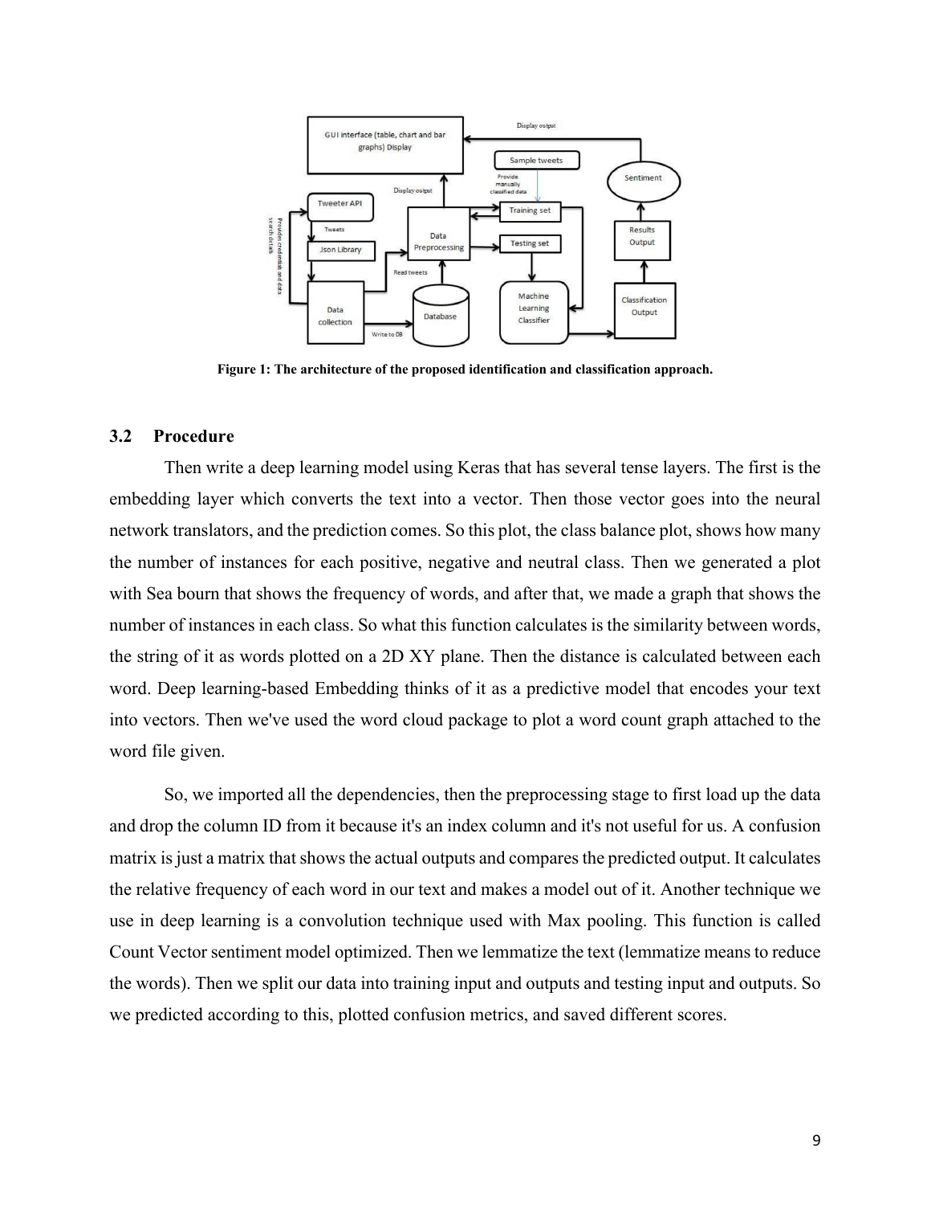Figure 1: The architecture of the proposed identification and classification approach.

### 3.2 Procedure

Then write a deep learning model using Keras that has several tense layers. The first is the embedding layer which converts the text into a vector. Then those vector goes into the neural network translators, and the prediction comes. So this plot, the class balance plot, shows how many the number of instances for each positive, negative and neutral class. Then we generated a plot with Sea bourn that shows the frequency of words, and after that, we made a graph that shows the number of instances in each class. So what this function calculates is the similarity between words, the string of it as words plotted on a 2D XY plane. Then the distance is calculated between each word. Deep learning-based Embedding thinks of it as a predictive model that encodes your text into vectors. Then we've used the word cloud package to plot a word count graph attached to the word file given.

So, we imported all the dependencies, then the preprocessing stage to first load up the data and drop the column ID from it because it's an index column and it's not useful for us. A confusion matrix is just a matrix that shows the actual outputs and compares the predicted output. It calculates the relative frequency of each word in our text and makes a model out of it. Another technique we use in deep learning is a convolution technique used with Max pooling. This function is called Count Vector sentiment model optimized. Then we lemmatize the text (lemmatize means to reduce the words). Then we split our data into training input and outputs and testing input and outputs. So we predicted according to this, plotted confusion metrics, and saved different scores.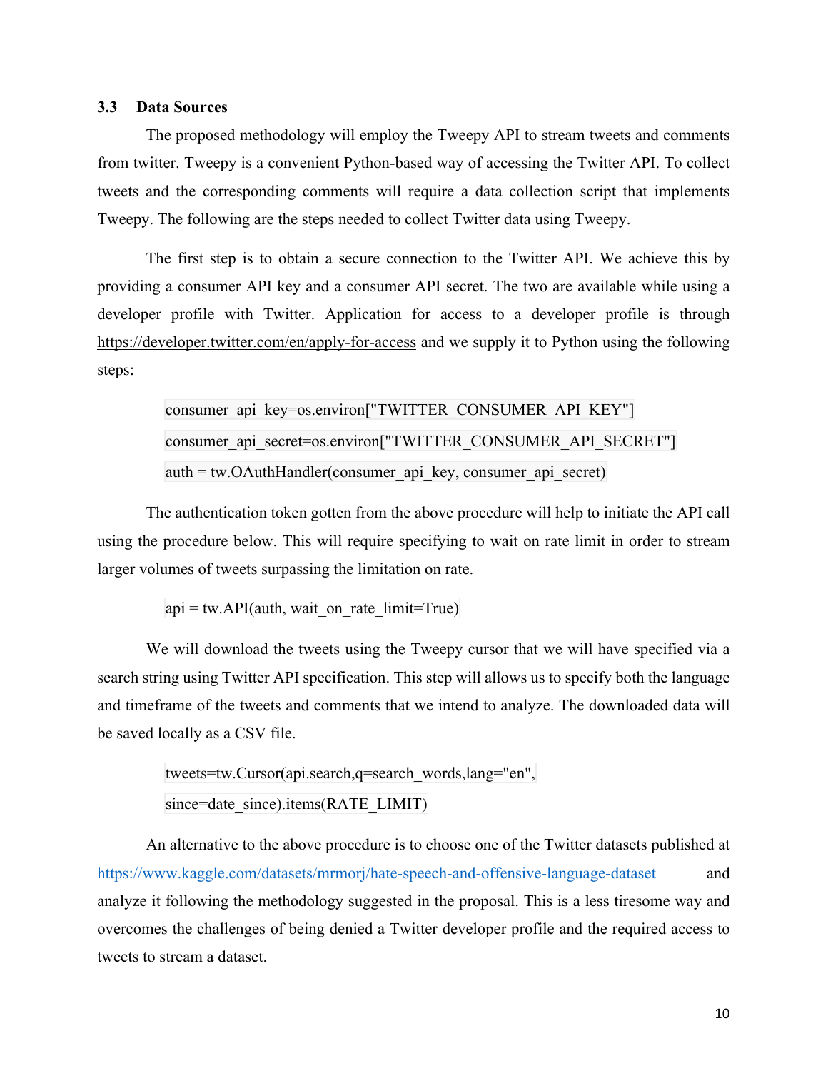### 3.3 Data Sources

The proposed methodology will employ the Tweepy API to stream tweets and comments from twitter. Tweepy is a convenient Python-based way of accessing the Twitter API. To collect tweets and the corresponding comments will require a data collection script that implements Tweepy. The following are the steps needed to collect Twitter data using Tweepy.

The first step is to obtain a secure connection to the Twitter API. We achieve this by providing a consumer API key and a consumer API secret. The two are available while using a developer profile with Twitter. Application for access to a developer profile is through https://developer.twitter.com/en/apply-for-access and we supply it to Python using the following steps:

```
consumer_api_key=os.environ["TWITTER_CONSUMER_API_KEY"]
consumer_api_secret=os.environ["TWITTER_CONSUMER_API_SECRET"]
auth = tw.OAuthHandler(consumer_api_key, consumer_api_secret)
```

The authentication token gotten from the above procedure will help to initiate the API call using the procedure below. This will require specifying to wait on rate limit in order to stream larger volumes of tweets surpassing the limitation on rate.

```
api = tw.API(auth, wait_on_rate_limit=True)
```

We will download the tweets using the Tweepy cursor that we will have specified via a search string using Twitter API specification. This step will allows us to specify both the language and timeframe of the tweets and comments that we intend to analyze. The downloaded data will be saved locally as a CSV file.

```
tweets=tw.Cursor(api.search,q=search_words,lang="en",
since=date_since).items(RATE_LIMIT)
```

An alternative to the above procedure is to choose one of the Twitter datasets published at https://www.kaggle.com/datasets/mrmorj/hate-speech-and-offensive-language-dataset and analyze it following the methodology suggested in the proposal. This is a less tiresome way and overcomes the challenges of being denied a Twitter developer profile and the required access to tweets to stream a dataset.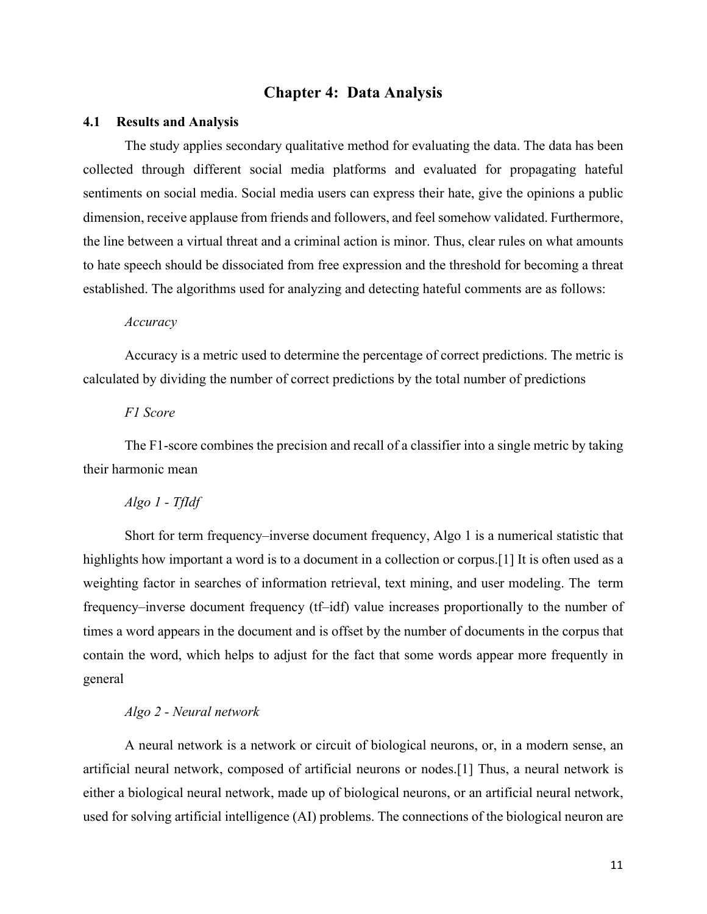# Chapter 4: Data Analysis

## 4.1 Results and Analysis

The study applies secondary qualitative method for evaluating the data. The data has been collected through different social media platforms and evaluated for propagating hateful sentiments on social media. Social media users can express their hate, give the opinions a public dimension, receive applause from friends and followers, and feel somehow validated. Furthermore, the line between a virtual threat and a criminal action is minor. Thus, clear rules on what amounts to hate speech should be dissociated from free expression and the threshold for becoming a threat established. The algorithms used for analyzing and detecting hateful comments are as follows:

*Accuracy*

Accuracy is a metric used to determine the percentage of correct predictions. The metric is calculated by dividing the number of correct predictions by the total number of predictions

*F1 Score*

The F1-score combines the precision and recall of a classifier into a single metric by taking their harmonic mean

*Algo 1 - TfIdf*

Short for term frequency–inverse document frequency, Algo 1 is a numerical statistic that highlights how important a word is to a document in a collection or corpus.[1] It is often used as a weighting factor in searches of information retrieval, text mining, and user modeling. The term frequency–inverse document frequency (tf–idf) value increases proportionally to the number of times a word appears in the document and is offset by the number of documents in the corpus that contain the word, which helps to adjust for the fact that some words appear more frequently in general

*Algo 2 - Neural network*

A neural network is a network or circuit of biological neurons, or, in a modern sense, an artificial neural network, composed of artificial neurons or nodes.[1] Thus, a neural network is either a biological neural network, made up of biological neurons, or an artificial neural network, used for solving artificial intelligence (AI) problems. The connections of the biological neuron are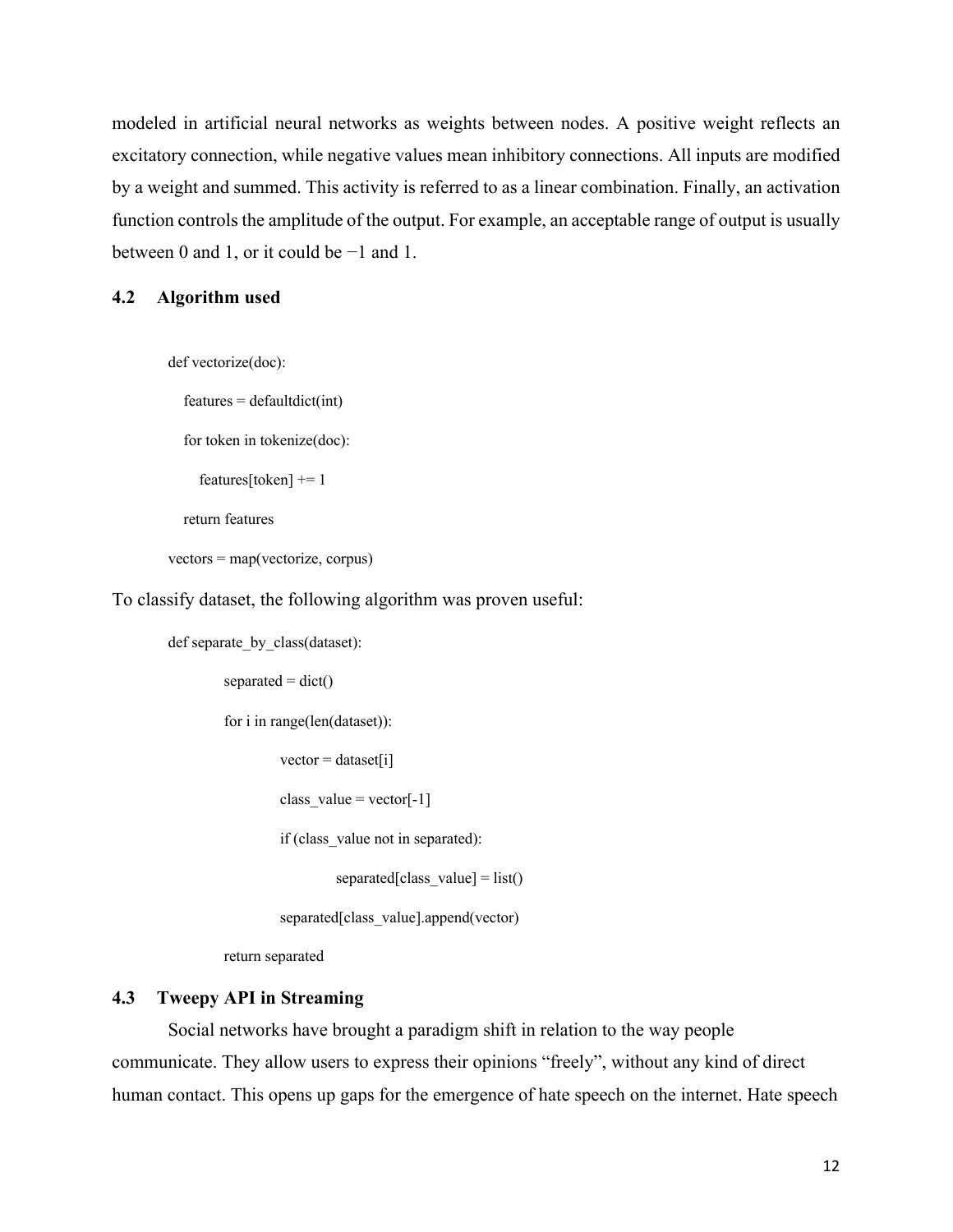modeled in artificial neural networks as weights between nodes. A positive weight reflects an excitatory connection, while negative values mean inhibitory connections. All inputs are modified by a weight and summed. This activity is referred to as a linear combination. Finally, an activation function controls the amplitude of the output. For example, an acceptable range of output is usually between 0 and 1, or it could be −1 and 1.

### 4.2 Algorithm used

```
def vectorize(doc):
    features = defaultdict(int)
    for token in tokenize(doc):
        features[token] += 1
    return features
vectors = map(vectorize, corpus)
```

To classify dataset, the following algorithm was proven useful:

```
def separate_by_class(dataset):
        separated = dict()
        for i in range(len(dataset)):
                vector = dataset[i]
                class_value = vector[-1]
                if (class_value not in separated):
                        separated[class_value] = list()
                separated[class_value].append(vector)
        return separated
```

### 4.3 Tweepy API in Streaming

Social networks have brought a paradigm shift in relation to the way people communicate. They allow users to express their opinions “freely”, without any kind of direct human contact. This opens up gaps for the emergence of hate speech on the internet. Hate speech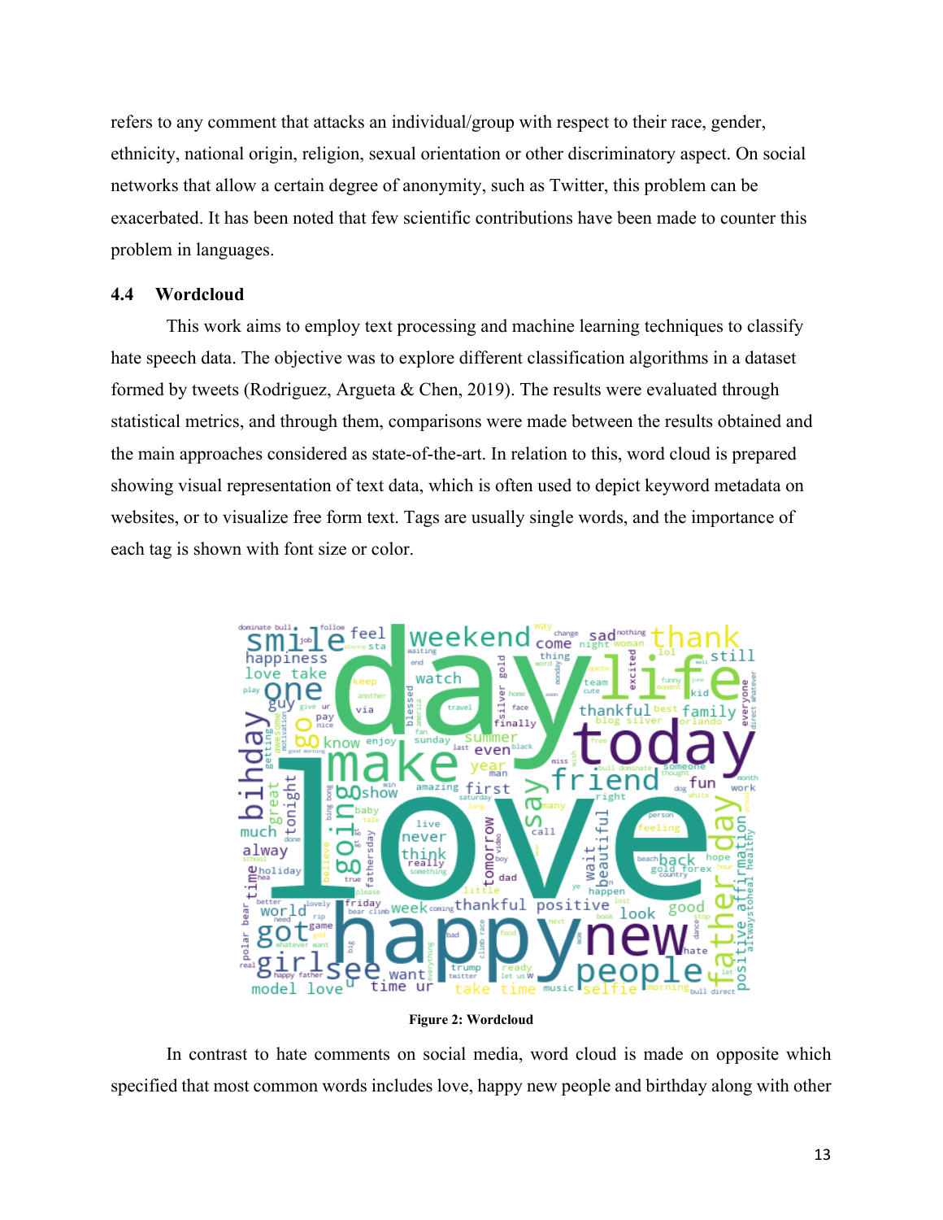refers to any comment that attacks an individual/group with respect to their race, gender, ethnicity, national origin, religion, sexual orientation or other discriminatory aspect. On social networks that allow a certain degree of anonymity, such as Twitter, this problem can be exacerbated. It has been noted that few scientific contributions have been made to counter this problem in languages.

### 4.4 Wordcloud

This work aims to employ text processing and machine learning techniques to classify hate speech data. The objective was to explore different classification algorithms in a dataset formed by tweets (Rodriguez, Argueta & Chen, 2019). The results were evaluated through statistical metrics, and through them, comparisons were made between the results obtained and the main approaches considered as state-of-the-art. In relation to this, word cloud is prepared showing visual representation of text data, which is often used to depict keyword metadata on websites, or to visualize free form text. Tags are usually single words, and the importance of each tag is shown with font size or color.

**Figure 2: Wordcloud**

In contrast to hate comments on social media, word cloud is made on opposite which specified that most common words includes love, happy new people and birthday along with other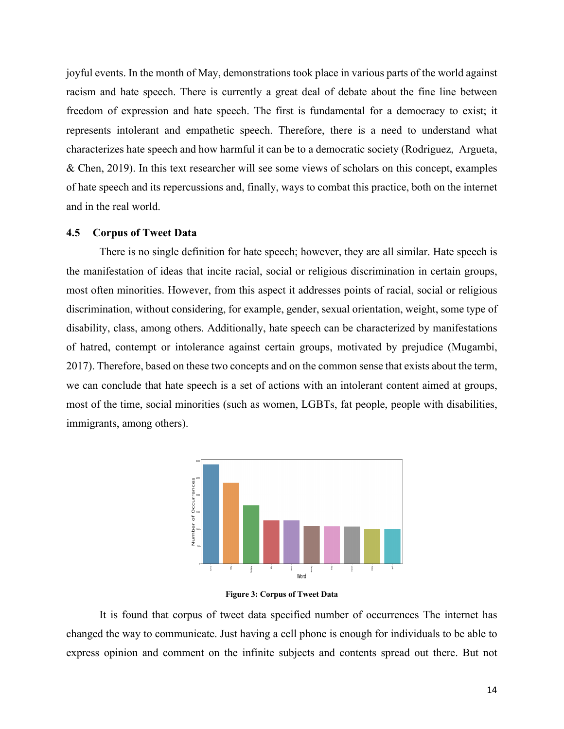joyful events. In the month of May, demonstrations took place in various parts of the world against racism and hate speech. There is currently a great deal of debate about the fine line between freedom of expression and hate speech. The first is fundamental for a democracy to exist; it represents intolerant and empathetic speech. Therefore, there is a need to understand what characterizes hate speech and how harmful it can be to a democratic society (Rodriguez, Argueta, & Chen, 2019). In this text researcher will see some views of scholars on this concept, examples of hate speech and its repercussions and, finally, ways to combat this practice, both on the internet and in the real world.

### 4.5 Corpus of Tweet Data

There is no single definition for hate speech; however, they are all similar. Hate speech is the manifestation of ideas that incite racial, social or religious discrimination in certain groups, most often minorities. However, from this aspect it addresses points of racial, social or religious discrimination, without considering, for example, gender, sexual orientation, weight, some type of disability, class, among others. Additionally, hate speech can be characterized by manifestations of hatred, contempt or intolerance against certain groups, motivated by prejudice (Mugambi, 2017). Therefore, based on these two concepts and on the common sense that exists about the term, we can conclude that hate speech is a set of actions with an intolerant content aimed at groups, most of the time, social minorities (such as women, LGBTs, fat people, people with disabilities, immigrants, among others).

**Figure 3: Corpus of Tweet Data**

It is found that corpus of tweet data specified number of occurrences The internet has changed the way to communicate. Just having a cell phone is enough for individuals to be able to express opinion and comment on the infinite subjects and contents spread out there. But not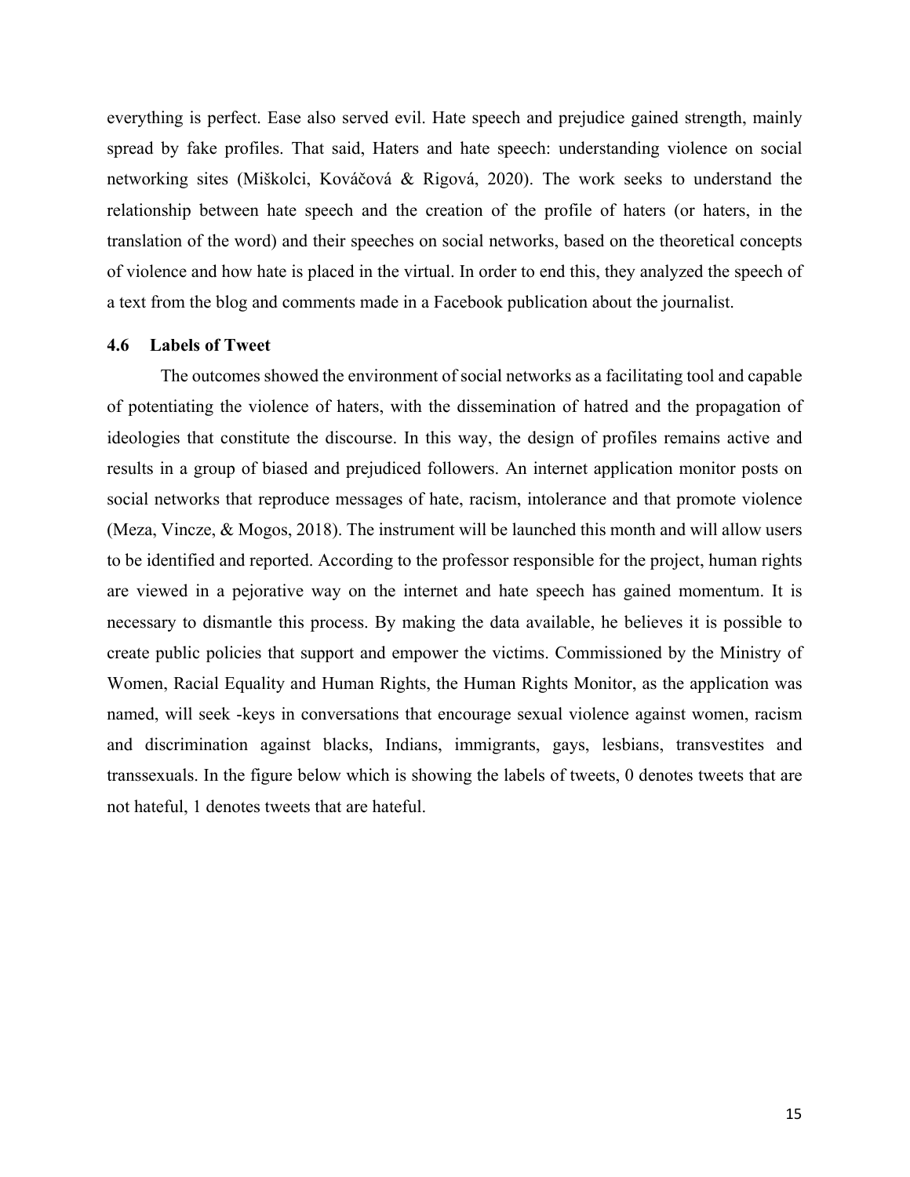everything is perfect. Ease also served evil. Hate speech and prejudice gained strength, mainly spread by fake profiles. That said, Haters and hate speech: understanding violence on social networking sites (Miškolci, Kováčová & Rigová, 2020). The work seeks to understand the relationship between hate speech and the creation of the profile of haters (or haters, in the translation of the word) and their speeches on social networks, based on the theoretical concepts of violence and how hate is placed in the virtual. In order to end this, they analyzed the speech of a text from the blog and comments made in a Facebook publication about the journalist.

### 4.6 Labels of Tweet

The outcomes showed the environment of social networks as a facilitating tool and capable of potentiating the violence of haters, with the dissemination of hatred and the propagation of ideologies that constitute the discourse. In this way, the design of profiles remains active and results in a group of biased and prejudiced followers. An internet application monitor posts on social networks that reproduce messages of hate, racism, intolerance and that promote violence (Meza, Vincze, & Mogos, 2018). The instrument will be launched this month and will allow users to be identified and reported. According to the professor responsible for the project, human rights are viewed in a pejorative way on the internet and hate speech has gained momentum. It is necessary to dismantle this process. By making the data available, he believes it is possible to create public policies that support and empower the victims. Commissioned by the Ministry of Women, Racial Equality and Human Rights, the Human Rights Monitor, as the application was named, will seek -keys in conversations that encourage sexual violence against women, racism and discrimination against blacks, Indians, immigrants, gays, lesbians, transvestites and transsexuals. In the figure below which is showing the labels of tweets, 0 denotes tweets that are not hateful, 1 denotes tweets that are hateful.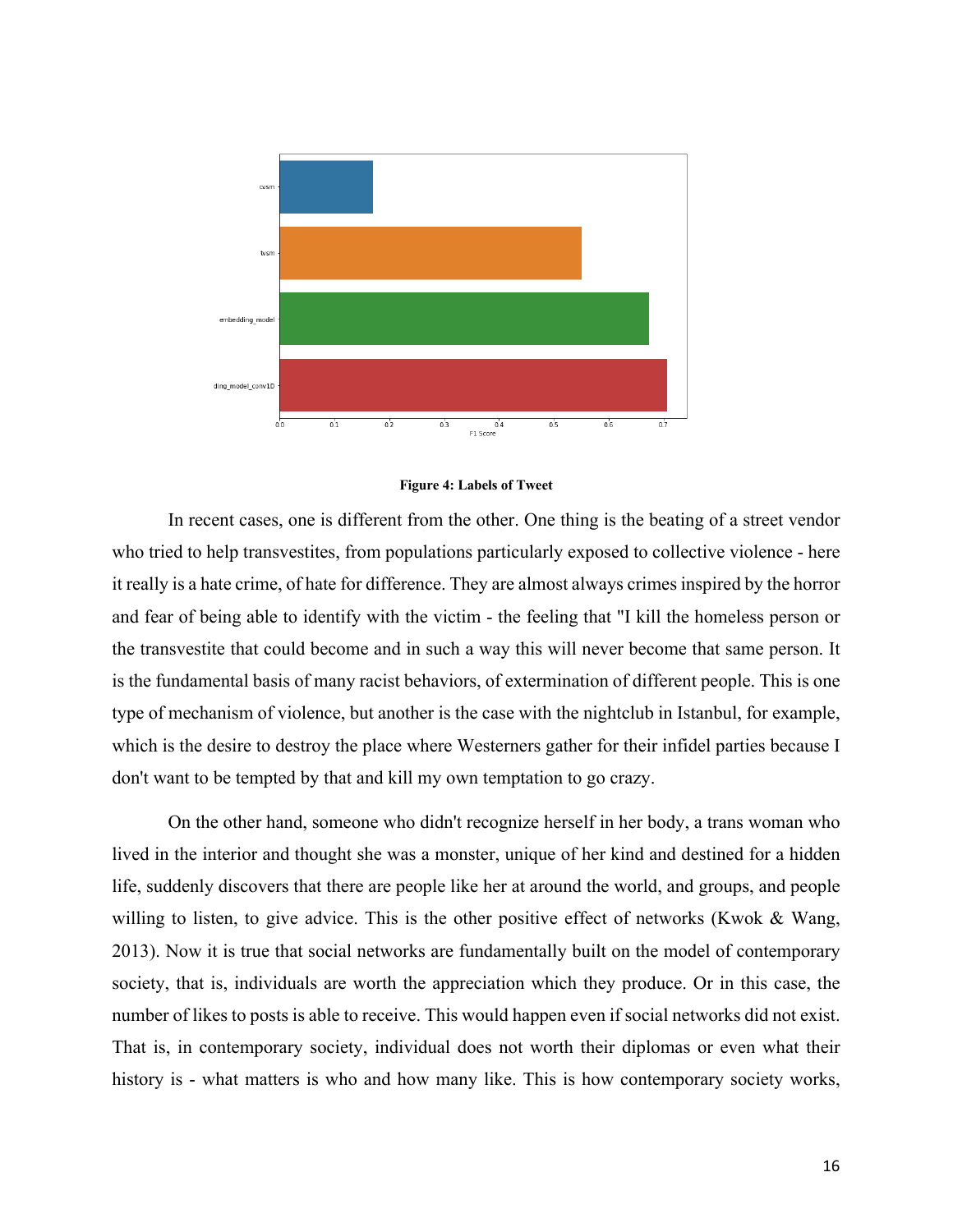**Figure 4: Labels of Tweet**

In recent cases, one is different from the other. One thing is the beating of a street vendor who tried to help transvestites, from populations particularly exposed to collective violence - here it really is a hate crime, of hate for difference. They are almost always crimes inspired by the horror and fear of being able to identify with the victim - the feeling that "I kill the homeless person or the transvestite that could become and in such a way this will never become that same person. It is the fundamental basis of many racist behaviors, of extermination of different people. This is one type of mechanism of violence, but another is the case with the nightclub in Istanbul, for example, which is the desire to destroy the place where Westerners gather for their infidel parties because I don't want to be tempted by that and kill my own temptation to go crazy.

On the other hand, someone who didn't recognize herself in her body, a trans woman who lived in the interior and thought she was a monster, unique of her kind and destined for a hidden life, suddenly discovers that there are people like her at around the world, and groups, and people willing to listen, to give advice. This is the other positive effect of networks (Kwok & Wang, 2013). Now it is true that social networks are fundamentally built on the model of contemporary society, that is, individuals are worth the appreciation which they produce. Or in this case, the number of likes to posts is able to receive. This would happen even if social networks did not exist. That is, in contemporary society, individual does not worth their diplomas or even what their history is - what matters is who and how many like. This is how contemporary society works,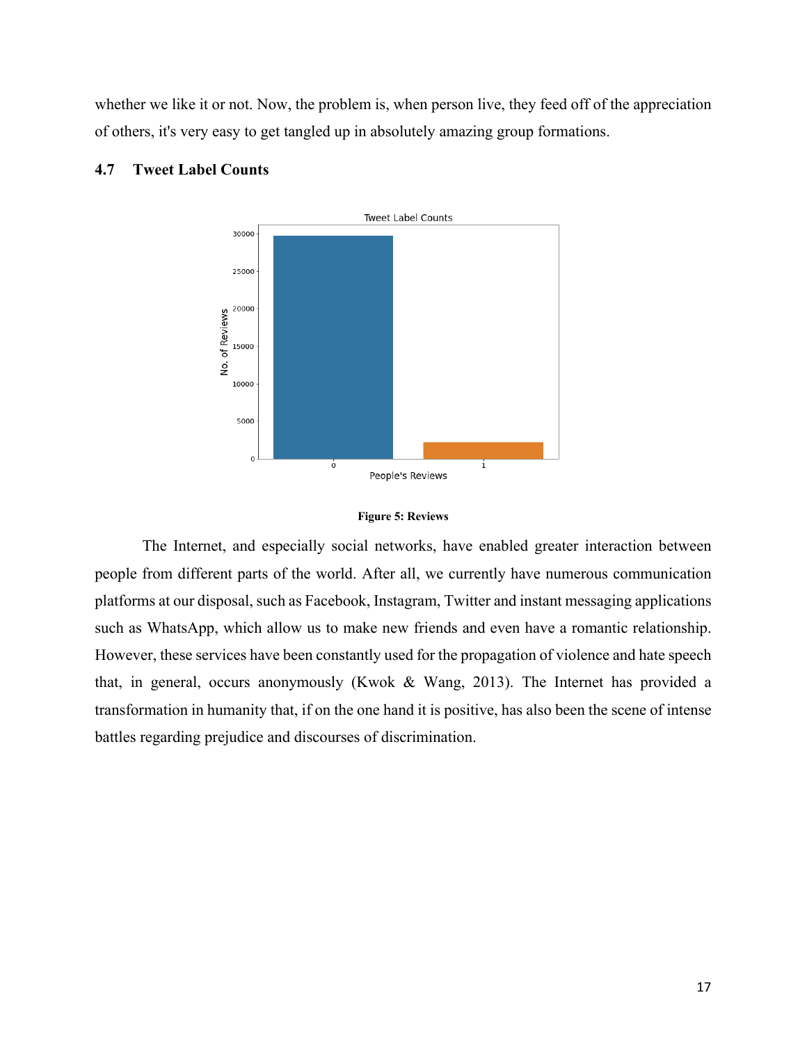whether we like it or not. Now, the problem is, when person live, they feed off of the appreciation of others, it's very easy to get tangled up in absolutely amazing group formations.

### 4.7 Tweet Label Counts

**Figure 5: Reviews**

The Internet, and especially social networks, have enabled greater interaction between people from different parts of the world. After all, we currently have numerous communication platforms at our disposal, such as Facebook, Instagram, Twitter and instant messaging applications such as WhatsApp, which allow us to make new friends and even have a romantic relationship. However, these services have been constantly used for the propagation of violence and hate speech that, in general, occurs anonymously (Kwok & Wang, 2013). The Internet has provided a transformation in humanity that, if on the one hand it is positive, has also been the scene of intense battles regarding prejudice and discourses of discrimination.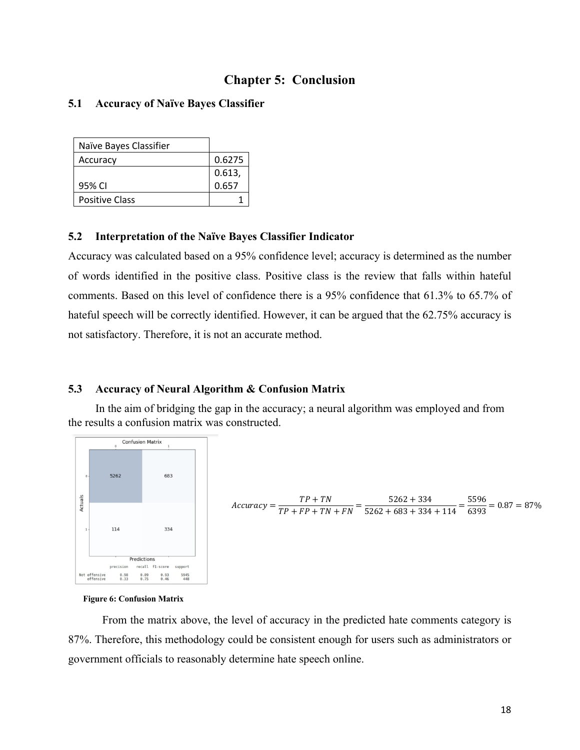# Chapter 5: Conclusion

## 5.1 Accuracy of Naïve Bayes Classifier

| Naïve Bayes Classifier | |
|---|---|
| Accuracy | 0.6275 |
| 95% CI | 0.613, 0.657 |
| Positive Class | 1 |

## 5.2 Interpretation of the Naïve Bayes Classifier Indicator

Accuracy was calculated based on a 95% confidence level; accuracy is determined as the number of words identified in the positive class. Positive class is the review that falls within hateful comments. Based on this level of confidence there is a 95% confidence that 61.3% to 65.7% of hateful speech will be correctly identified. However, it can be argued that the 62.75% accuracy is not satisfactory. Therefore, it is not an accurate method.

## 5.3 Accuracy of Neural Algorithm & Confusion Matrix

In the aim of bridging the gap in the accuracy; a neural algorithm was employed and from the results a confusion matrix was constructed.

Confusion Matrix

| Actuals \ Predictions | 0 | 1 |
|---|---|---|
| 0 | 5262 | 683 |
| 1 | 114 | 334 |

| | precision | recall | f1-score | support |
|---|---|---|---|---|
| Not offensive | 0.98 | 0.89 | 0.93 | 5945 |
| offensive | 0.33 | 0.75 | 0.46 | 448 |

$$Accuracy = \frac{TP + TN}{TP + FP + TN + FN} = \frac{5262 + 334}{5262 + 683 + 334 + 114} = \frac{5596}{6393} = 0.87 = 87\%$$

**Figure 6: Confusion Matrix**

From the matrix above, the level of accuracy in the predicted hate comments category is 87%. Therefore, this methodology could be consistent enough for users such as administrators or government officials to reasonably determine hate speech online.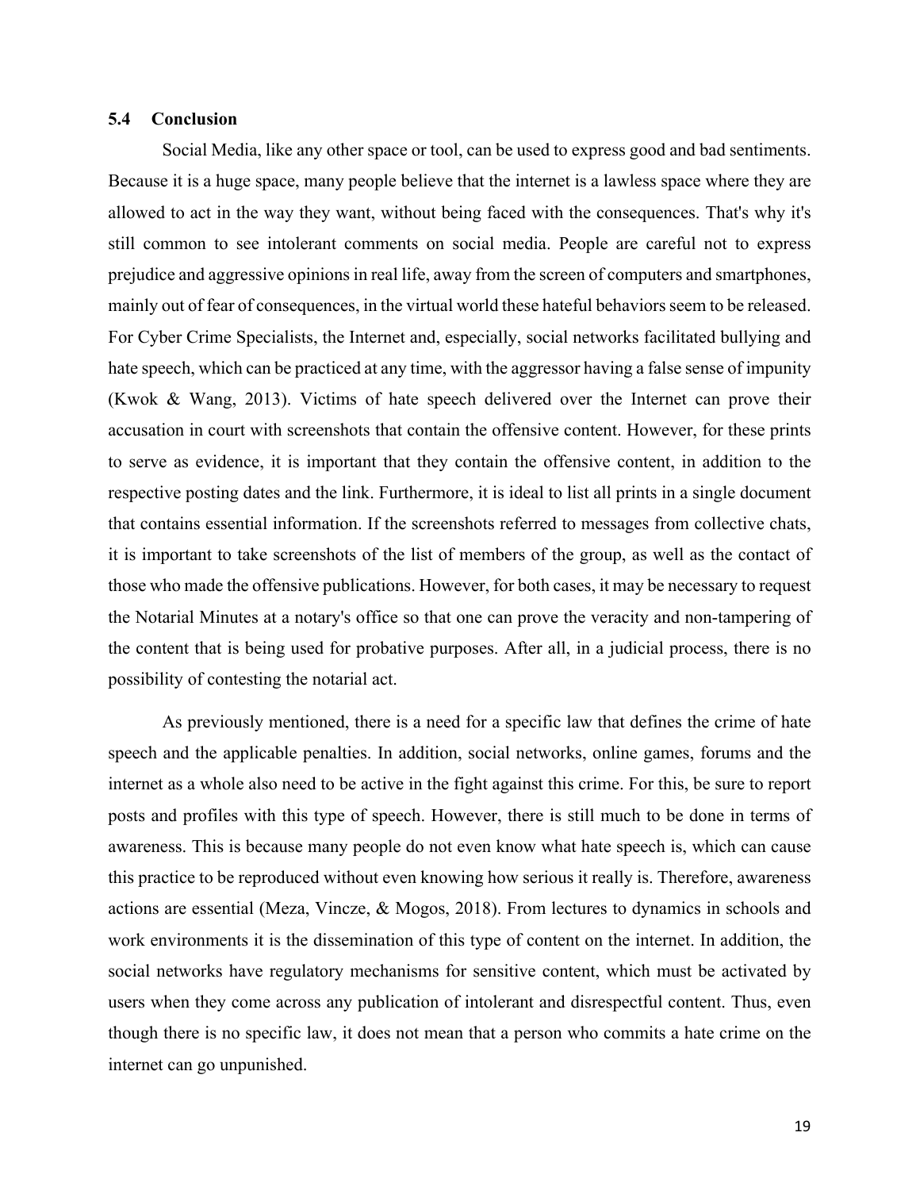### 5.4 Conclusion

Social Media, like any other space or tool, can be used to express good and bad sentiments. Because it is a huge space, many people believe that the internet is a lawless space where they are allowed to act in the way they want, without being faced with the consequences. That's why it's still common to see intolerant comments on social media. People are careful not to express prejudice and aggressive opinions in real life, away from the screen of computers and smartphones, mainly out of fear of consequences, in the virtual world these hateful behaviors seem to be released. For Cyber Crime Specialists, the Internet and, especially, social networks facilitated bullying and hate speech, which can be practiced at any time, with the aggressor having a false sense of impunity (Kwok & Wang, 2013). Victims of hate speech delivered over the Internet can prove their accusation in court with screenshots that contain the offensive content. However, for these prints to serve as evidence, it is important that they contain the offensive content, in addition to the respective posting dates and the link. Furthermore, it is ideal to list all prints in a single document that contains essential information. If the screenshots referred to messages from collective chats, it is important to take screenshots of the list of members of the group, as well as the contact of those who made the offensive publications. However, for both cases, it may be necessary to request the Notarial Minutes at a notary's office so that one can prove the veracity and non-tampering of the content that is being used for probative purposes. After all, in a judicial process, there is no possibility of contesting the notarial act.

As previously mentioned, there is a need for a specific law that defines the crime of hate speech and the applicable penalties. In addition, social networks, online games, forums and the internet as a whole also need to be active in the fight against this crime. For this, be sure to report posts and profiles with this type of speech. However, there is still much to be done in terms of awareness. This is because many people do not even know what hate speech is, which can cause this practice to be reproduced without even knowing how serious it really is. Therefore, awareness actions are essential (Meza, Vincze, & Mogos, 2018). From lectures to dynamics in schools and work environments it is the dissemination of this type of content on the internet. In addition, the social networks have regulatory mechanisms for sensitive content, which must be activated by users when they come across any publication of intolerant and disrespectful content. Thus, even though there is no specific law, it does not mean that a person who commits a hate crime on the internet can go unpunished.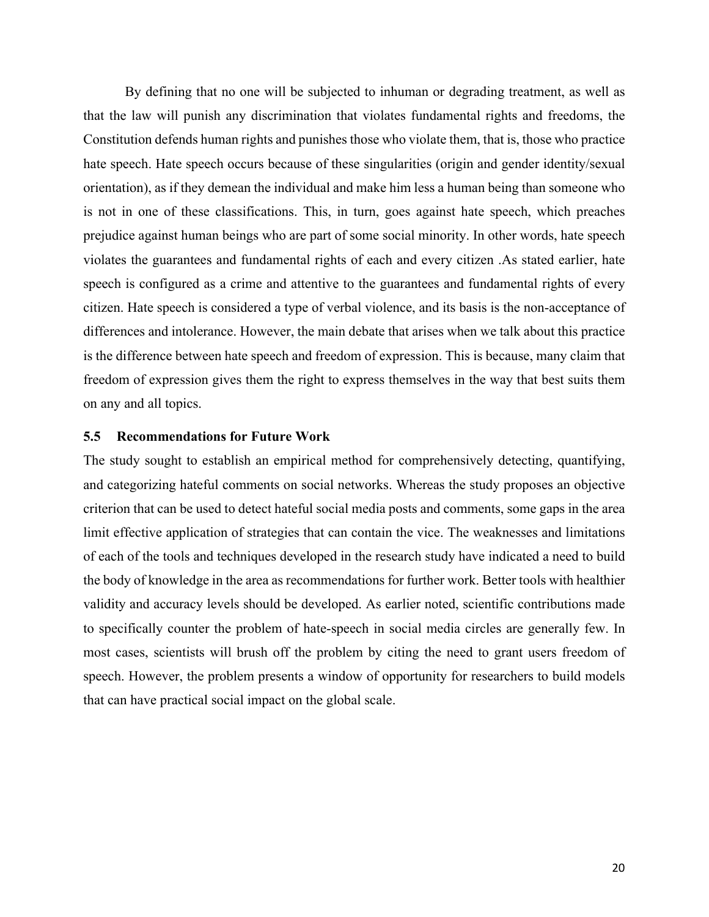By defining that no one will be subjected to inhuman or degrading treatment, as well as that the law will punish any discrimination that violates fundamental rights and freedoms, the Constitution defends human rights and punishes those who violate them, that is, those who practice hate speech. Hate speech occurs because of these singularities (origin and gender identity/sexual orientation), as if they demean the individual and make him less a human being than someone who is not in one of these classifications. This, in turn, goes against hate speech, which preaches prejudice against human beings who are part of some social minority. In other words, hate speech violates the guarantees and fundamental rights of each and every citizen .As stated earlier, hate speech is configured as a crime and attentive to the guarantees and fundamental rights of every citizen. Hate speech is considered a type of verbal violence, and its basis is the non-acceptance of differences and intolerance. However, the main debate that arises when we talk about this practice is the difference between hate speech and freedom of expression. This is because, many claim that freedom of expression gives them the right to express themselves in the way that best suits them on any and all topics.

### 5.5 Recommendations for Future Work

The study sought to establish an empirical method for comprehensively detecting, quantifying, and categorizing hateful comments on social networks. Whereas the study proposes an objective criterion that can be used to detect hateful social media posts and comments, some gaps in the area limit effective application of strategies that can contain the vice. The weaknesses and limitations of each of the tools and techniques developed in the research study have indicated a need to build the body of knowledge in the area as recommendations for further work. Better tools with healthier validity and accuracy levels should be developed. As earlier noted, scientific contributions made to specifically counter the problem of hate-speech in social media circles are generally few. In most cases, scientists will brush off the problem by citing the need to grant users freedom of speech. However, the problem presents a window of opportunity for researchers to build models that can have practical social impact on the global scale.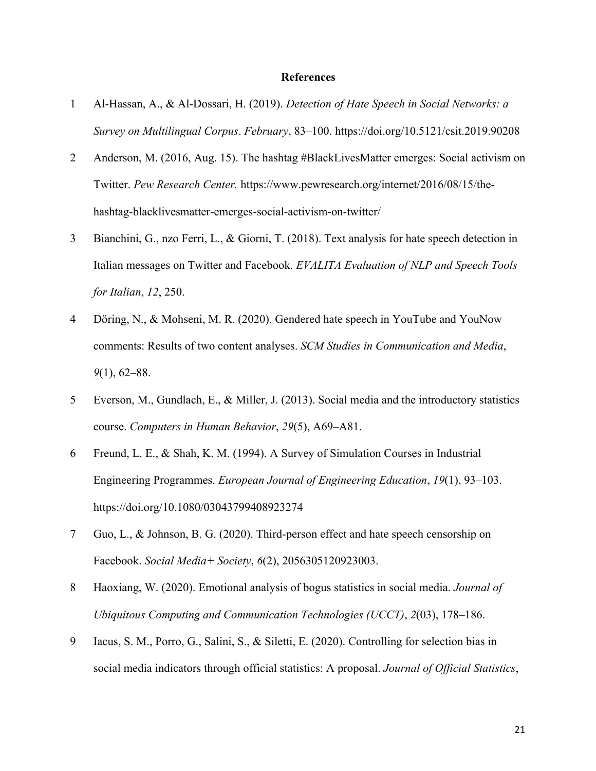**References**

1. Al-Hassan, A., & Al-Dossari, H. (2019). *Detection of Hate Speech in Social Networks: a Survey on Multilingual Corpus*. *February*, 83–100. https://doi.org/10.5121/csit.2019.90208
2. Anderson, M. (2016, Aug. 15). The hashtag #BlackLivesMatter emerges: Social activism on Twitter. *Pew Research Center.* https://www.pewresearch.org/internet/2016/08/15/the-hashtag-blacklivesmatter-emerges-social-activism-on-twitter/
3. Bianchini, G., nzo Ferri, L., & Giorni, T. (2018). Text analysis for hate speech detection in Italian messages on Twitter and Facebook. *EVALITA Evaluation of NLP and Speech Tools for Italian*, *12*, 250.
4. Döring, N., & Mohseni, M. R. (2020). Gendered hate speech in YouTube and YouNow comments: Results of two content analyses. *SCM Studies in Communication and Media*, *9*(1), 62–88.
5. Everson, M., Gundlach, E., & Miller, J. (2013). Social media and the introductory statistics course. *Computers in Human Behavior*, *29*(5), A69–A81.
6. Freund, L. E., & Shah, K. M. (1994). A Survey of Simulation Courses in Industrial Engineering Programmes. *European Journal of Engineering Education*, *19*(1), 93–103. https://doi.org/10.1080/03043799408923274
7. Guo, L., & Johnson, B. G. (2020). Third-person effect and hate speech censorship on Facebook. *Social Media+ Society*, *6*(2), 2056305120923003.
8. Haoxiang, W. (2020). Emotional analysis of bogus statistics in social media. *Journal of Ubiquitous Computing and Communication Technologies (UCCT)*, *2*(03), 178–186.
9. Iacus, S. M., Porro, G., Salini, S., & Siletti, E. (2020). Controlling for selection bias in social media indicators through official statistics: A proposal. *Journal of Official Statistics*,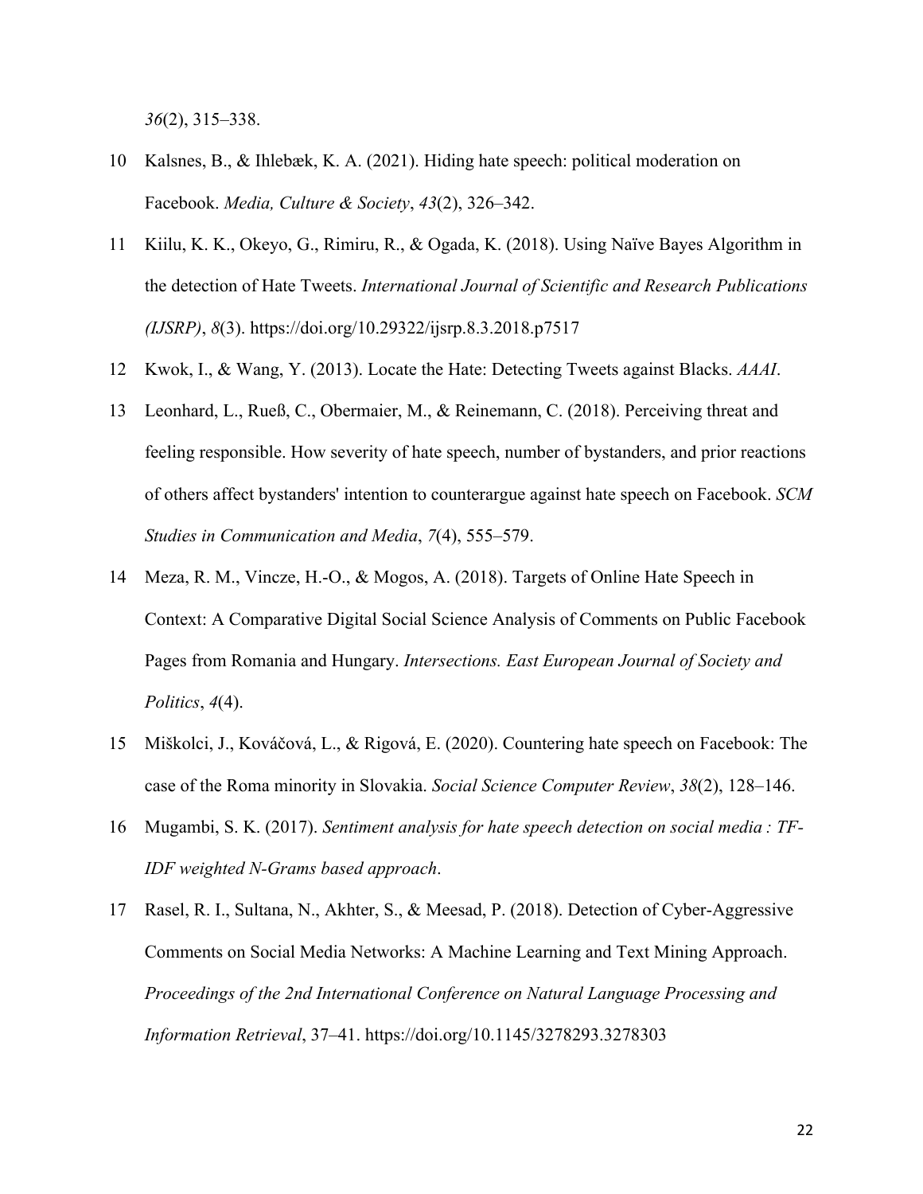*36*(2), 315–338.

10 Kalsnes, B., & Ihlebæk, K. A. (2021). Hiding hate speech: political moderation on Facebook. *Media, Culture & Society*, *43*(2), 326–342.

11 Kiilu, K. K., Okeyo, G., Rimiru, R., & Ogada, K. (2018). Using Naïve Bayes Algorithm in the detection of Hate Tweets. *International Journal of Scientific and Research Publications (IJSRP)*, *8*(3). https://doi.org/10.29322/ijsrp.8.3.2018.p7517

12 Kwok, I., & Wang, Y. (2013). Locate the Hate: Detecting Tweets against Blacks. *AAAI*.

13 Leonhard, L., Rueß, C., Obermaier, M., & Reinemann, C. (2018). Perceiving threat and feeling responsible. How severity of hate speech, number of bystanders, and prior reactions of others affect bystanders' intention to counterargue against hate speech on Facebook. *SCM Studies in Communication and Media*, *7*(4), 555–579.

14 Meza, R. M., Vincze, H.-O., & Mogos, A. (2018). Targets of Online Hate Speech in Context: A Comparative Digital Social Science Analysis of Comments on Public Facebook Pages from Romania and Hungary. *Intersections. East European Journal of Society and Politics*, *4*(4).

15 Miškolci, J., Kováčová, L., & Rigová, E. (2020). Countering hate speech on Facebook: The case of the Roma minority in Slovakia. *Social Science Computer Review*, *38*(2), 128–146.

16 Mugambi, S. K. (2017). *Sentiment analysis for hate speech detection on social media : TF-IDF weighted N-Grams based approach*.

17 Rasel, R. I., Sultana, N., Akhter, S., & Meesad, P. (2018). Detection of Cyber-Aggressive Comments on Social Media Networks: A Machine Learning and Text Mining Approach. *Proceedings of the 2nd International Conference on Natural Language Processing and Information Retrieval*, 37–41. https://doi.org/10.1145/3278293.3278303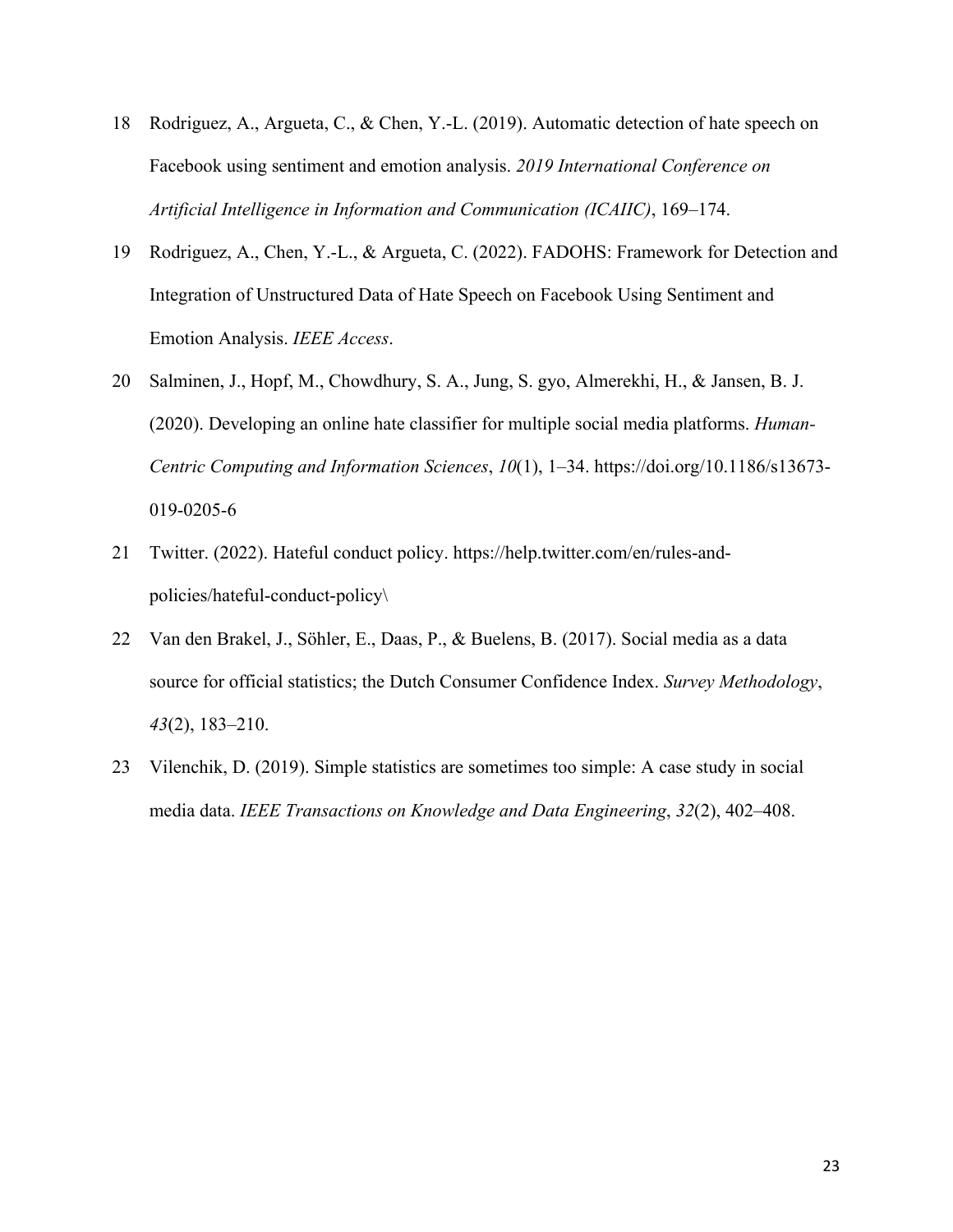18 Rodriguez, A., Argueta, C., & Chen, Y.-L. (2019). Automatic detection of hate speech on Facebook using sentiment and emotion analysis. *2019 International Conference on Artificial Intelligence in Information and Communication (ICAIIC)*, 169–174.

19 Rodriguez, A., Chen, Y.-L., & Argueta, C. (2022). FADOHS: Framework for Detection and Integration of Unstructured Data of Hate Speech on Facebook Using Sentiment and Emotion Analysis. *IEEE Access*.

20 Salminen, J., Hopf, M., Chowdhury, S. A., Jung, S. gyo, Almerekhi, H., & Jansen, B. J. (2020). Developing an online hate classifier for multiple social media platforms. *Human-Centric Computing and Information Sciences*, *10*(1), 1–34. https://doi.org/10.1186/s13673-019-0205-6

21 Twitter. (2022). Hateful conduct policy. https://help.twitter.com/en/rules-and-policies/hateful-conduct-policy\

22 Van den Brakel, J., Söhler, E., Daas, P., & Buelens, B. (2017). Social media as a data source for official statistics; the Dutch Consumer Confidence Index. *Survey Methodology*, *43*(2), 183–210.

23 Vilenchik, D. (2019). Simple statistics are sometimes too simple: A case study in social media data. *IEEE Transactions on Knowledge and Data Engineering*, *32*(2), 402–408.